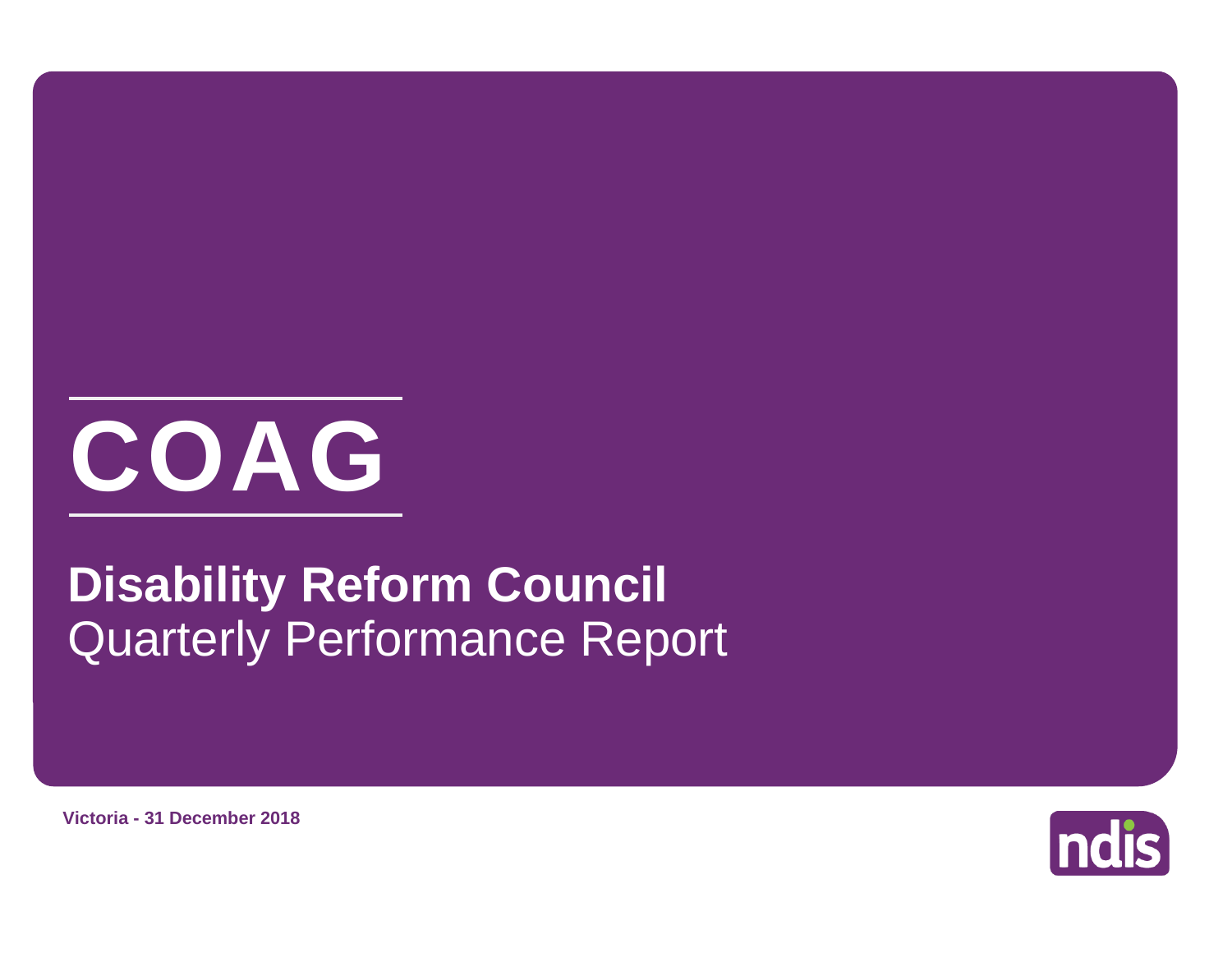# COAG

## Disability Reform Council

Quarterly Performance Report

**Victoria - 31 December 2018**

ndis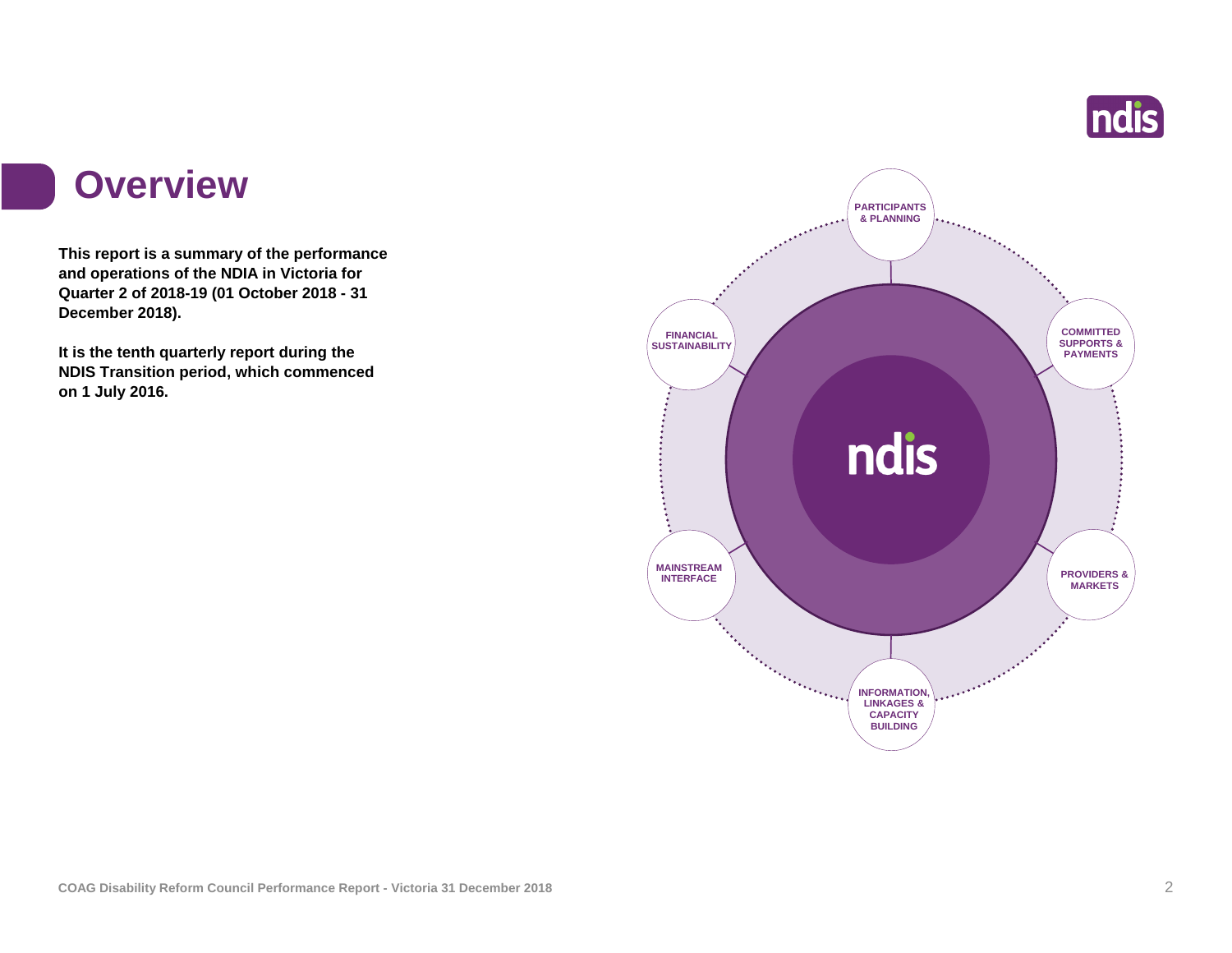# Overview

**This report is a summary of the performance and operations of the NDIA in Victoria for Quarter 2 of 2018-19 (01 October 2018 - 31 December 2018).**

**It is the tenth quarterly report during the NDIS Transition period, which commenced on 1 July 2016.**

PARTICIPANTS & PLANNING

COMMITTED SUPPORTS & PAYMENTS

PROVIDERS & MARKETS

INFORMATION, LINKAGES & CAPACITY BUILDING

MAINSTREAM INTERFACE

FINANCIAL SUSTAINABILITY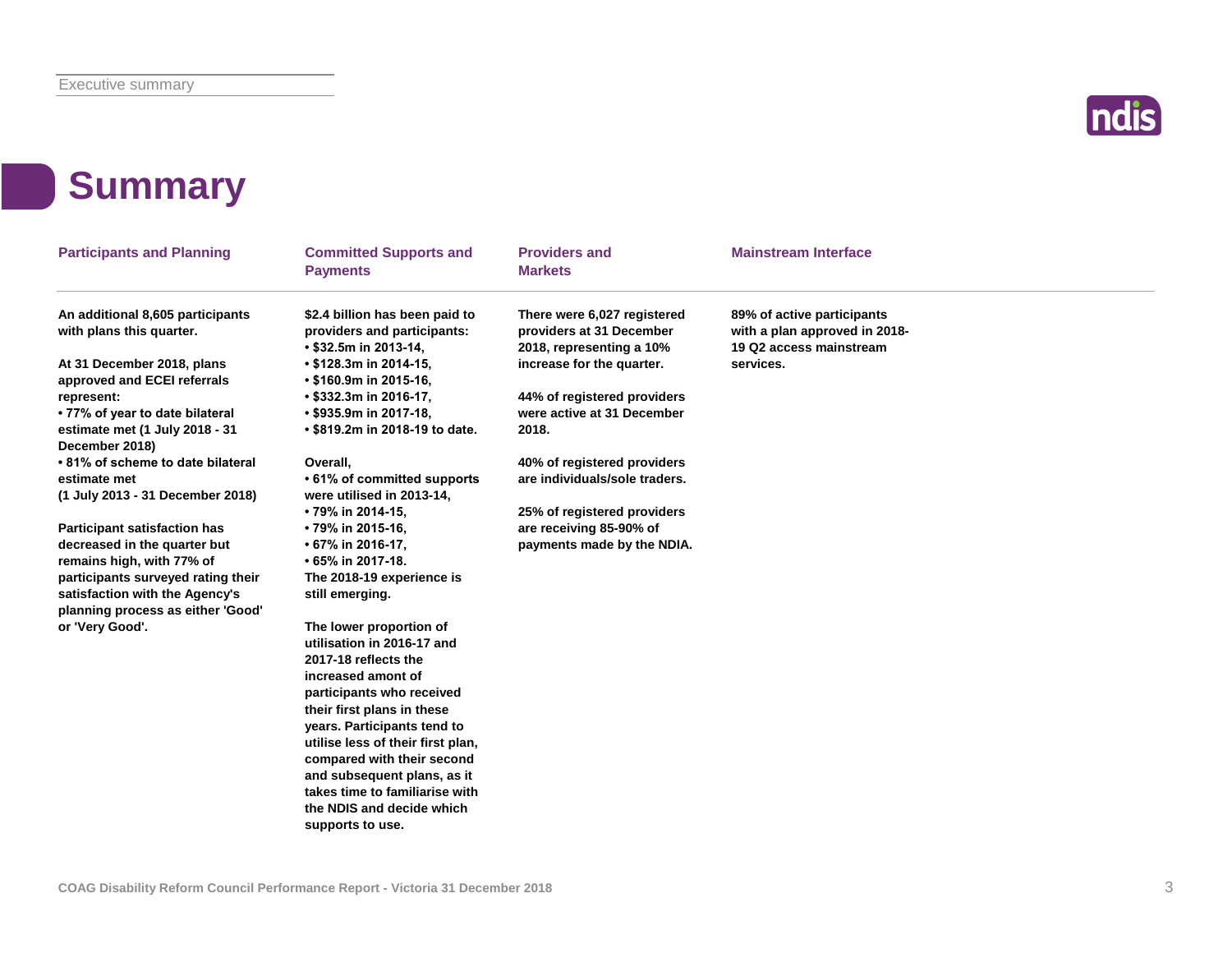# Summary

## Participants and Planning

**An additional 8,605 participants with plans this quarter.**

**At 31 December 2018, plans approved and ECEI referrals represent:**
- **77% of year to date bilateral estimate met (1 July 2018 - 31 December 2018)**
- **81% of scheme to date bilateral estimate met (1 July 2013 - 31 December 2018)**

**Participant satisfaction has decreased in the quarter but remains high, with 77% of participants surveyed rating their satisfaction with the Agency's planning process as either 'Good' or 'Very Good'.**

## Committed Supports and Payments

**$2.4 billion has been paid to providers and participants:**
- **$32.5m in 2013-14,**
- **$128.3m in 2014-15,**
- **$160.9m in 2015-16,**
- **$332.3m in 2016-17,**
- **$935.9m in 2017-18,**
- **$819.2m in 2018-19 to date.**

**Overall,**
- **61% of committed supports were utilised in 2013-14,**
- **79% in 2014-15,**
- **79% in 2015-16,**
- **67% in 2016-17,**
- **65% in 2017-18.**

**The 2018-19 experience is still emerging.**

**The lower proportion of utilisation in 2016-17 and 2017-18 reflects the increased amont of participants who received their first plans in these years. Participants tend to utilise less of their first plan, compared with their second and subsequent plans, as it takes time to familiarise with the NDIS and decide which supports to use.**

## Providers and Markets

**There were 6,027 registered providers at 31 December 2018, representing a 10% increase for the quarter.**

**44% of registered providers were active at 31 December 2018.**

**40% of registered providers are individuals/sole traders.**

**25% of registered providers are receiving 85-90% of payments made by the NDIA.**

## Mainstream Interface

**89% of active participants with a plan approved in 2018-19 Q2 access mainstream services.**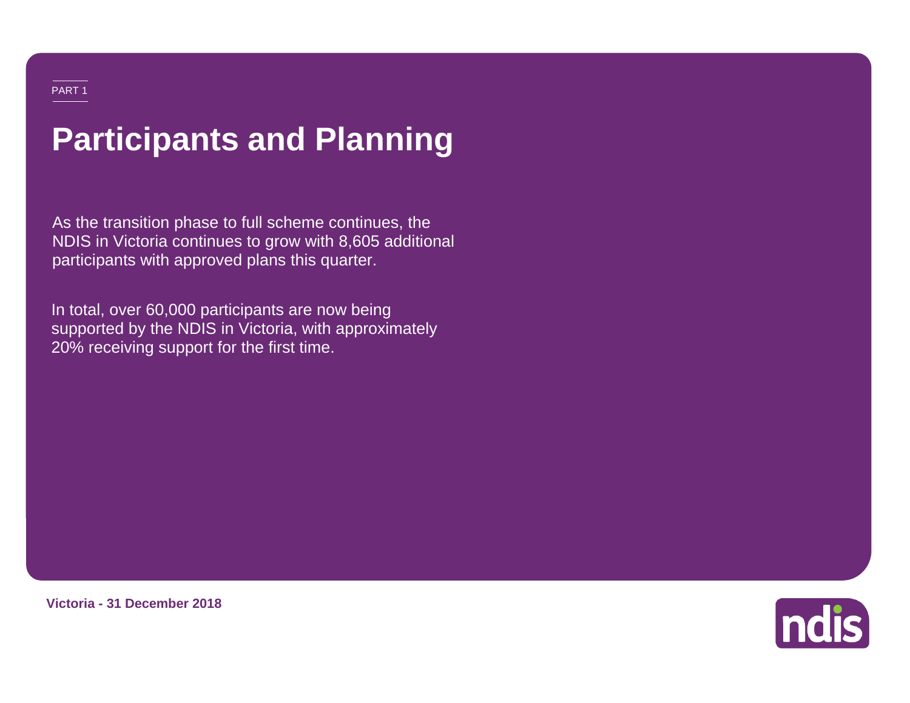PART 1

# Participants and Planning

As the transition phase to full scheme continues, the NDIS in Victoria continues to grow with 8,605 additional participants with approved plans this quarter.

In total, over 60,000 participants are now being supported by the NDIS in Victoria, with approximately 20% receiving support for the first time.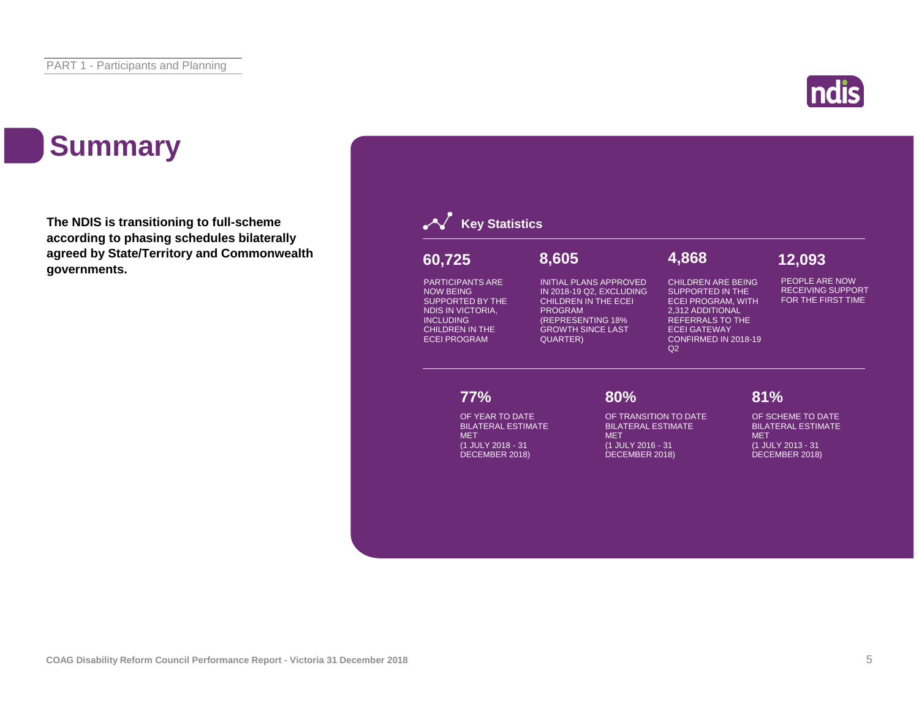# Summary

**The NDIS is transitioning to full-scheme according to phasing schedules bilaterally agreed by State/Territory and Commonwealth governments.**

## Key Statistics

**60,725**

PARTICIPANTS ARE NOW BEING SUPPORTED BY THE NDIS IN VICTORIA, INCLUDING CHILDREN IN THE ECEI PROGRAM

**8,605**

INITIAL PLANS APPROVED IN 2018-19 Q2, EXCLUDING CHILDREN IN THE ECEI PROGRAM (REPRESENTING 18% GROWTH SINCE LAST QUARTER)

**4,868**

CHILDREN ARE BEING SUPPORTED IN THE ECEI PROGRAM, WITH 2,312 ADDITIONAL REFERRALS TO THE ECEI GATEWAY CONFIRMED IN 2018-19 Q2

**12,093**

PEOPLE ARE NOW RECEIVING SUPPORT FOR THE FIRST TIME

**77%**

OF YEAR TO DATE BILATERAL ESTIMATE MET (1 JULY 2018 - 31 DECEMBER 2018)

**80%**

OF TRANSITION TO DATE BILATERAL ESTIMATE MET (1 JULY 2016 - 31 DECEMBER 2018)

**81%**

OF SCHEME TO DATE BILATERAL ESTIMATE MET (1 JULY 2013 - 31 DECEMBER 2018)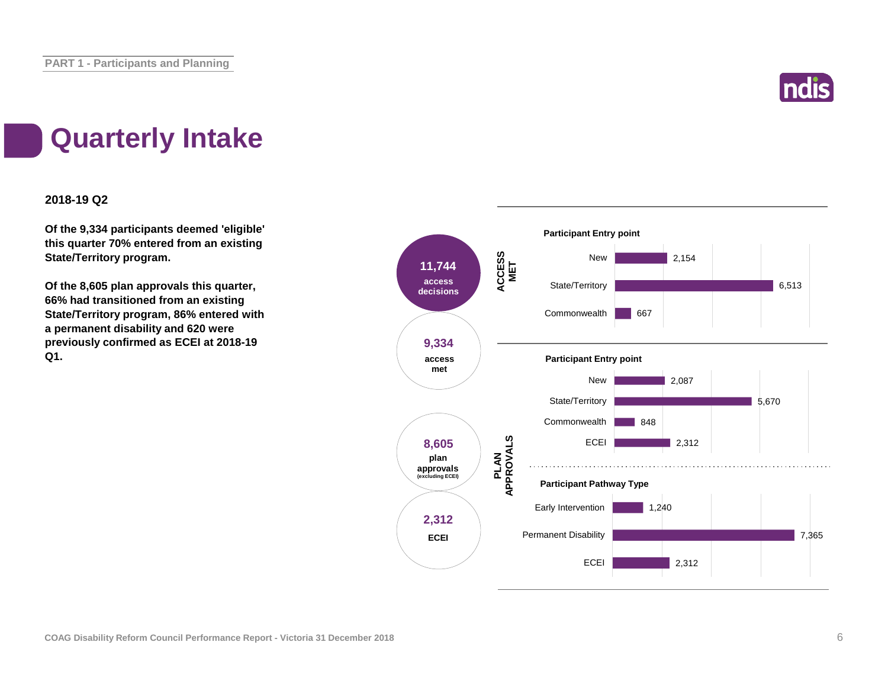# Quarterly Intake

**2018-19 Q2**

**Of the 9,334 participants deemed 'eligible' this quarter 70% entered from an existing State/Territory program.**

**Of the 8,605 plan approvals this quarter, 66% had transitioned from an existing State/Territory program, 86% entered with a permanent disability and 620 were previously confirmed as ECEI at 2018-19 Q1.**

**11,744** access decisions

**9,334** access met

**8,605** plan approvals (excluding ECEI)

**2,312** ECEI

**ACCESS MET**

**Participant Entry point**

| Entry point | Count |
|---|---|
| New | 2,154 |
| State/Territory | 6,513 |
| Commonwealth | 667 |

**PLAN APPROVALS**

**Participant Entry point**

| Entry point | Count |
|---|---|
| New | 2,087 |
| State/Territory | 5,670 |
| Commonwealth | 848 |
| ECEI | 2,312 |

**Participant Pathway Type**

| Pathway Type | Count |
|---|---|
| Early Intervention | 1,240 |
| Permanent Disability | 7,365 |
| ECEI | 2,312 |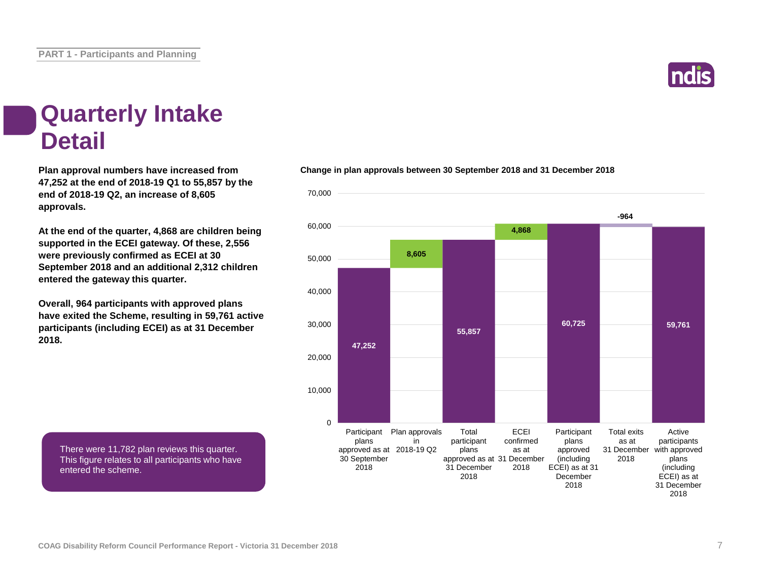# Quarterly Intake Detail

**Plan approval numbers have increased from 47,252 at the end of 2018-19 Q1 to 55,857 by the end of 2018-19 Q2, an increase of 8,605 approvals.**

**At the end of the quarter, 4,868 are children being supported in the ECEI gateway. Of these, 2,556 were previously confirmed as ECEI at 30 September 2018 and an additional 2,312 children entered the gateway this quarter.**

**Overall, 964 participants with approved plans have exited the Scheme, resulting in 59,761 active participants (including ECEI) as at 31 December 2018.**

There were 11,782 plan reviews this quarter. This figure relates to all participants who have entered the scheme.

**Change in plan approvals between 30 September 2018 and 31 December 2018**

| Category | Value |
|---|---|
| Participant plans approved as at 30 September 2018 | 47,252 |
| Plan approvals in 2018-19 Q2 | 8,605 |
| Total participant plans approved as at 31 December 2018 | 55,857 |
| ECEI confirmed as at 31 December 2018 | 4,868 |
| Participant plans approved (including ECEI) as at 31 December 2018 | 60,725 |
| Total exits as at 31 December 2018 | -964 |
| Active participants with approved plans (including ECEI) as at 31 December 2018 | 59,761 |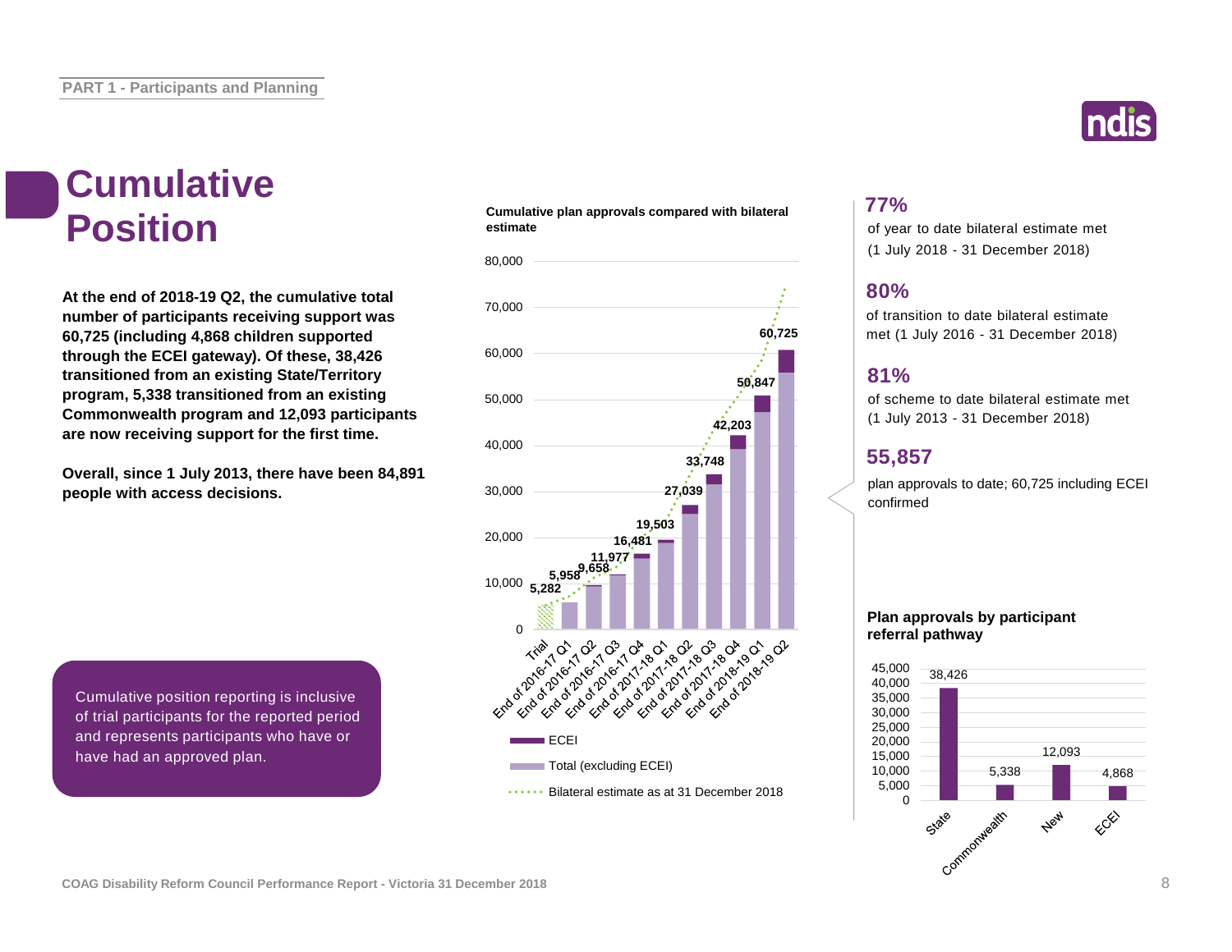PART 1 - Participants and Planning

# Cumulative Position

**At the end of 2018-19 Q2, the cumulative total number of participants receiving support was 60,725 (including 4,868 children supported through the ECEI gateway). Of these, 38,426 transitioned from an existing State/Territory program, 5,338 transitioned from an existing Commonwealth program and 12,093 participants are now receiving support for the first time.**

**Overall, since 1 July 2013, there have been 84,891 people with access decisions.**

Cumulative position reporting is inclusive of trial participants for the reported period and represents participants who have or have had an approved plan.

**Cumulative plan approvals compared with bilateral estimate**

| Period | Cumulative plan approvals |
| --- | --- |
| Trial | 5,282 |
| End of 2016-17 Q1 | 5,958 |
| End of 2016-17 Q2 | 9,658 |
| End of 2016-17 Q3 | 11,977 |
| End of 2016-17 Q4 | 16,481 |
| End of 2017-18 Q1 | 19,503 |
| End of 2017-18 Q2 | 27,039 |
| End of 2017-18 Q3 | 33,748 |
| End of 2017-18 Q4 | 42,203 |
| End of 2018-19 Q1 | 50,847 |
| End of 2018-19 Q2 | 60,725 |

Legend: ECEI; Total (excluding ECEI); Bilateral estimate as at 31 December 2018

**77%**
of year to date bilateral estimate met (1 July 2018 - 31 December 2018)

**80%**
of transition to date bilateral estimate met (1 July 2016 - 31 December 2018)

**81%**
of scheme to date bilateral estimate met (1 July 2013 - 31 December 2018)

**55,857**
plan approvals to date; 60,725 including ECEI confirmed

**Plan approvals by participant referral pathway**

| Pathway | Plan approvals |
| --- | --- |
| State | 38,426 |
| Commonwealth | 5,338 |
| New | 12,093 |
| ECEI | 4,868 |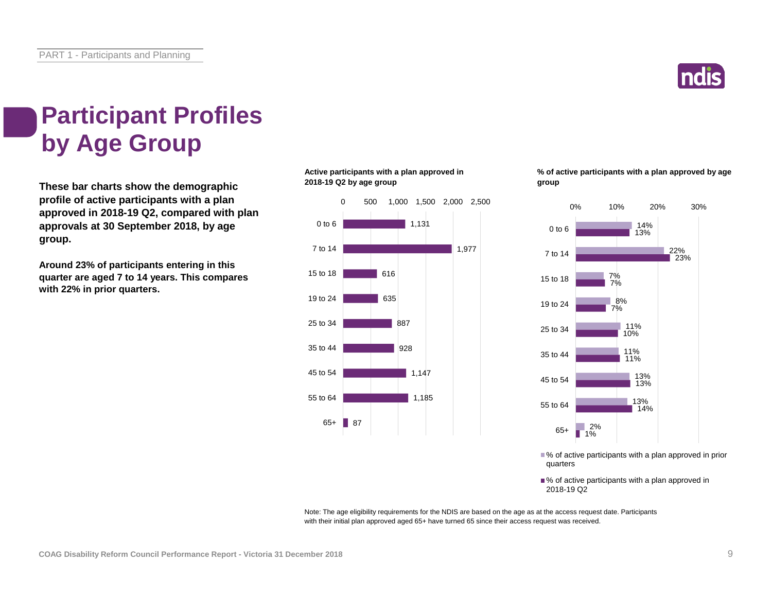# Participant Profiles by Age Group

**These bar charts show the demographic profile of active participants with a plan approved in 2018-19 Q2, compared with plan approvals at 30 September 2018, by age group.**

**Around 23% of participants entering in this quarter are aged 7 to 14 years. This compares with 22% in prior quarters.**

**Active participants with a plan approved in 2018-19 Q2 by age group**

| Age group | Active participants |
|---|---|
| 0 to 6 | 1,131 |
| 7 to 14 | 1,977 |
| 15 to 18 | 616 |
| 19 to 24 | 635 |
| 25 to 34 | 887 |
| 35 to 44 | 928 |
| 45 to 54 | 1,147 |
| 55 to 64 | 1,185 |
| 65+ | 87 |

**% of active participants with a plan approved by age group**

| Age group | % of active participants with a plan approved in prior quarters | % of active participants with a plan approved in 2018-19 Q2 |
|---|---|---|
| 0 to 6 | 14% | 13% |
| 7 to 14 | 22% | 23% |
| 15 to 18 | 7% | 7% |
| 19 to 24 | 8% | 7% |
| 25 to 34 | 11% | 10% |
| 35 to 44 | 11% | 11% |
| 45 to 54 | 13% | 13% |
| 55 to 64 | 13% | 14% |
| 65+ | 2% | 1% |

Note: The age eligibility requirements for the NDIS are based on the age as at the access request date. Participants with their initial plan approved aged 65+ have turned 65 since their access request was received.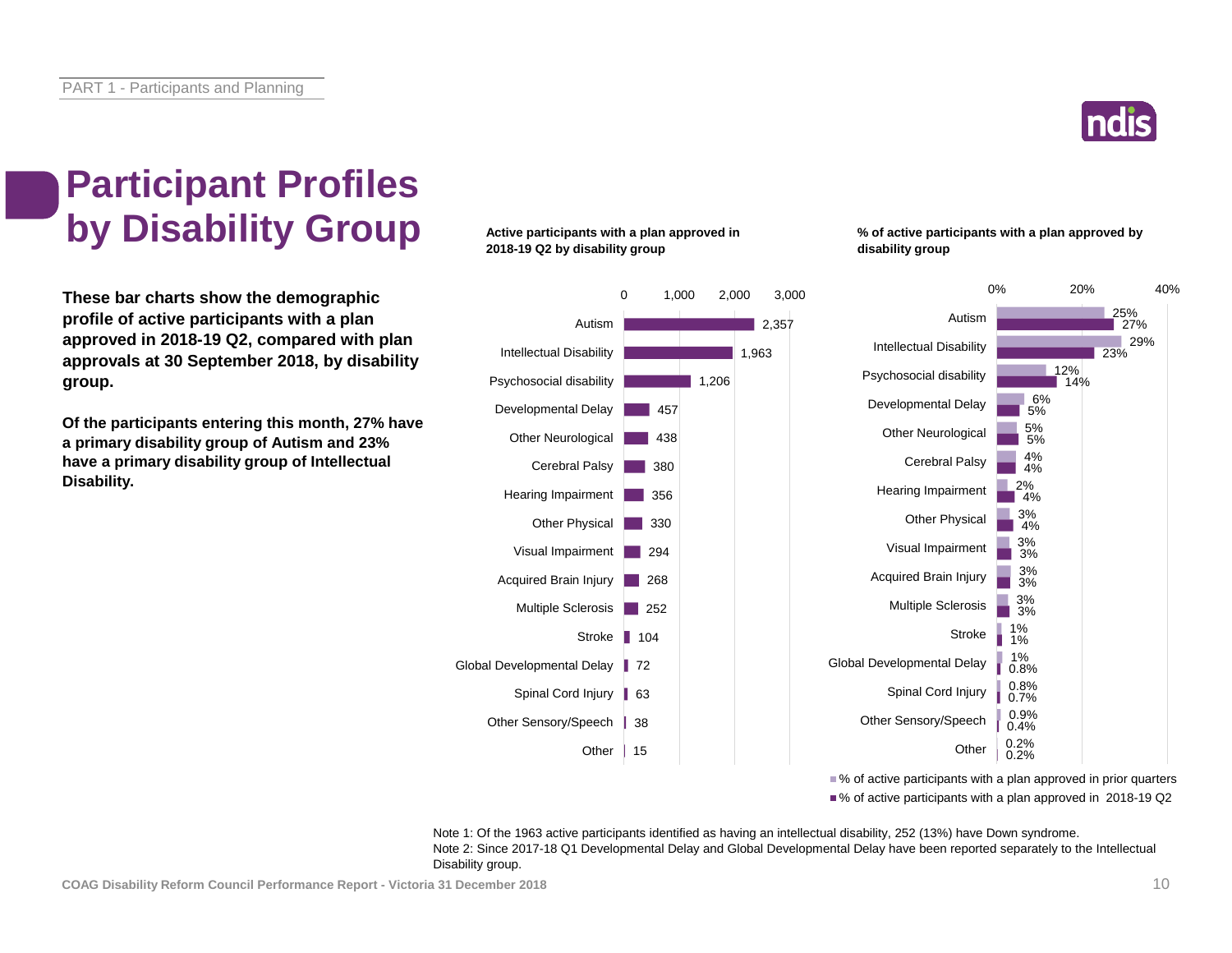# Participant Profiles by Disability Group

**These bar charts show the demographic profile of active participants with a plan approved in 2018-19 Q2, compared with plan approvals at 30 September 2018, by disability group.**

**Of the participants entering this month, 27% have a primary disability group of Autism and 23% have a primary disability group of Intellectual Disability.**

**Active participants with a plan approved in 2018-19 Q2 by disability group**

| Disability group | Active participants |
|---|---|
| Autism | 2,357 |
| Intellectual Disability | 1,963 |
| Psychosocial disability | 1,206 |
| Developmental Delay | 457 |
| Other Neurological | 438 |
| Cerebral Palsy | 380 |
| Hearing Impairment | 356 |
| Other Physical | 330 |
| Visual Impairment | 294 |
| Acquired Brain Injury | 268 |
| Multiple Sclerosis | 252 |
| Stroke | 104 |
| Global Developmental Delay | 72 |
| Spinal Cord Injury | 63 |
| Other Sensory/Speech | 38 |
| Other | 15 |

**% of active participants with a plan approved by disability group**

| Disability group | % of active participants with a plan approved in prior quarters | % of active participants with a plan approved in 2018-19 Q2 |
|---|---|---|
| Autism | 25% | 27% |
| Intellectual Disability | 29% | 23% |
| Psychosocial disability | 12% | 14% |
| Developmental Delay | 6% | 5% |
| Other Neurological | 5% | 5% |
| Cerebral Palsy | 4% | 4% |
| Hearing Impairment | 2% | 4% |
| Other Physical | 3% | 4% |
| Visual Impairment | 3% | 3% |
| Acquired Brain Injury | 3% | 3% |
| Multiple Sclerosis | 3% | 3% |
| Stroke | 1% | 1% |
| Global Developmental Delay | 1% | 0.8% |
| Spinal Cord Injury | 0.8% | 0.7% |
| Other Sensory/Speech | 0.9% | 0.4% |
| Other | 0.2% | 0.2% |

Note 1: Of the 1963 active participants identified as having an intellectual disability, 252 (13%) have Down syndrome.
Note 2: Since 2017-18 Q1 Developmental Delay and Global Developmental Delay have been reported separately to the Intellectual Disability group.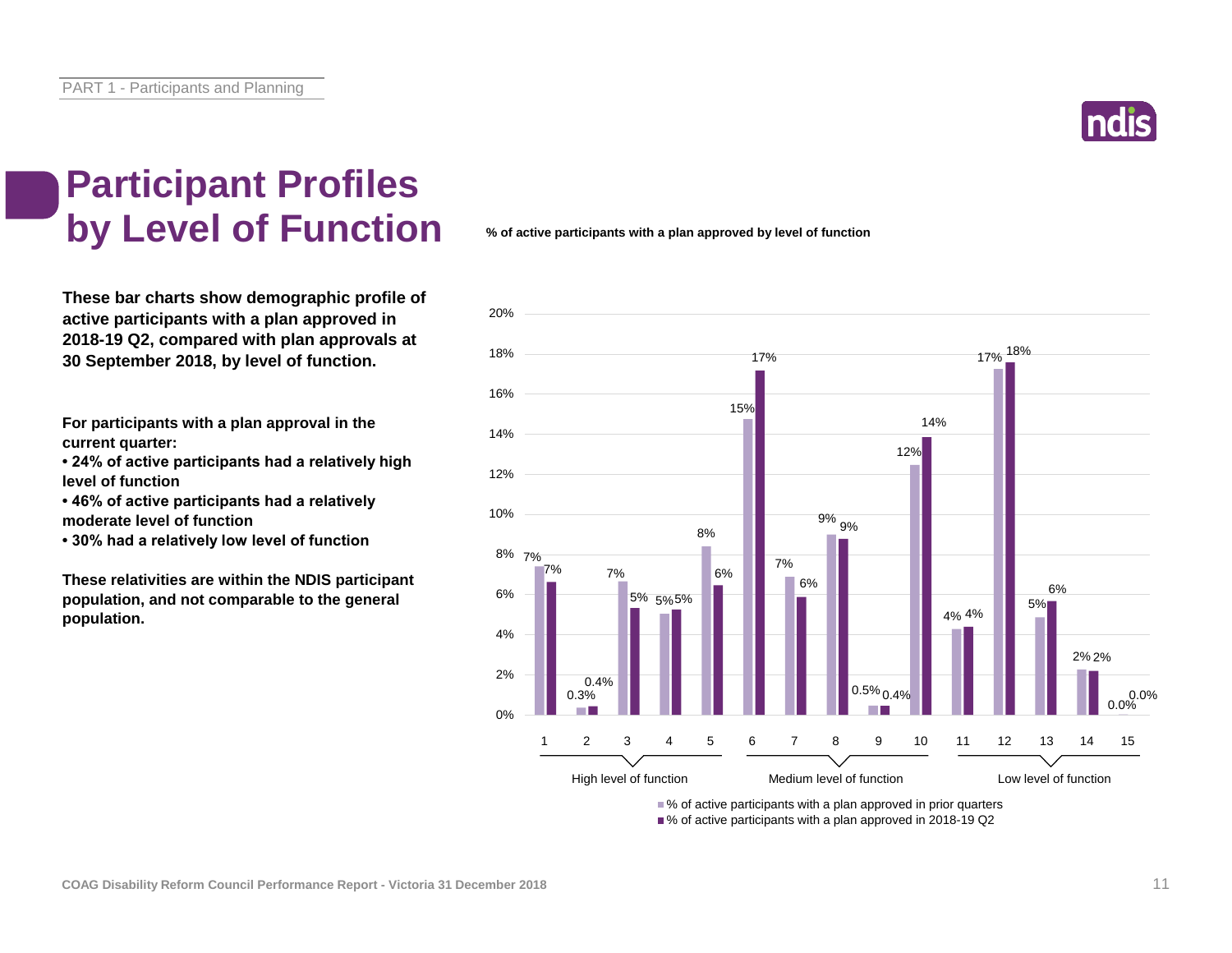# Participant Profiles by Level of Function

**These bar charts show demographic profile of active participants with a plan approved in 2018-19 Q2, compared with plan approvals at 30 September 2018, by level of function.**

**For participants with a plan approval in the current quarter:**

- **24% of active participants had a relatively high level of function**
- **46% of active participants had a relatively moderate level of function**
- **30% had a relatively low level of function**

**These relativities are within the NDIS participant population, and not comparable to the general population.**

**% of active participants with a plan approved by level of function**

| Level of function | | % of active participants with a plan approved in prior quarters | % of active participants with a plan approved in 2018-19 Q2 |
|---|---|---|---|
| High level of function | 1 | 7% | 7% |
| | 2 | 0.3% | 0.4% |
| | 3 | 7% | 5% |
| | 4 | 5% | 5% |
| | 5 | 8% | 6% |
| Medium level of function | 6 | 15% | 17% |
| | 7 | 7% | 6% |
| | 8 | 9% | 9% |
| | 9 | 0.5% | 0.4% |
| | 10 | 12% | 14% |
| Low level of function | 11 | 4% | 4% |
| | 12 | 17% | 18% |
| | 13 | 5% | 6% |
| | 14 | 2% | 2% |
| | 15 | 0.0% | 0.0% |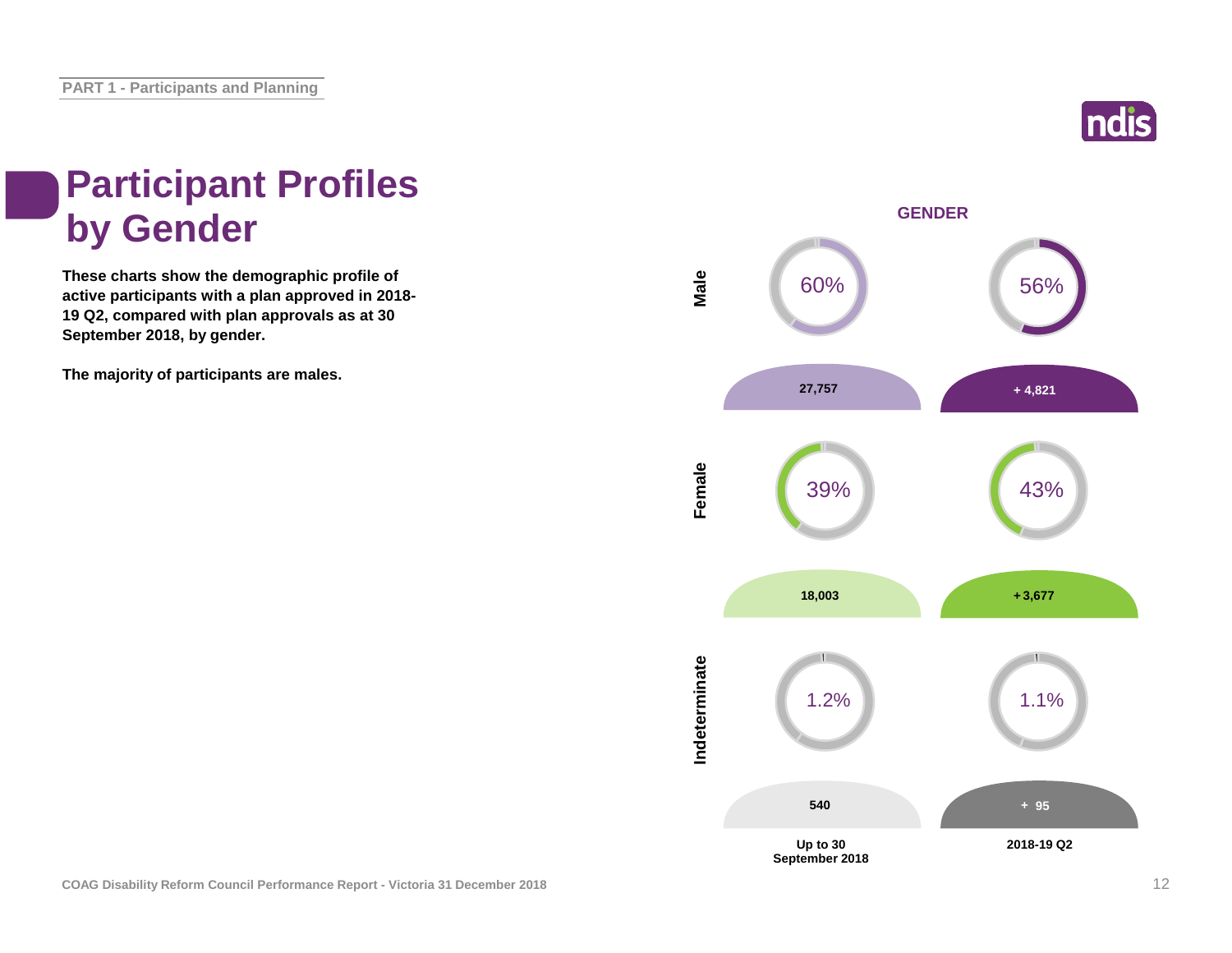# Participant Profiles by Gender

**These charts show the demographic profile of active participants with a plan approved in 2018-19 Q2, compared with plan approvals as at 30 September 2018, by gender.**

**The majority of participants are males.**

**GENDER**

| Gender | Up to 30 September 2018 | 2018-19 Q2 |
| --- | --- | --- |
| Male | 60% | 56% |
| | 27,757 | + 4,821 |
| Female | 39% | 43% |
| | 18,003 | + 3,677 |
| Indeterminate | 1.2% | 1.1% |
| | 540 | + 95 |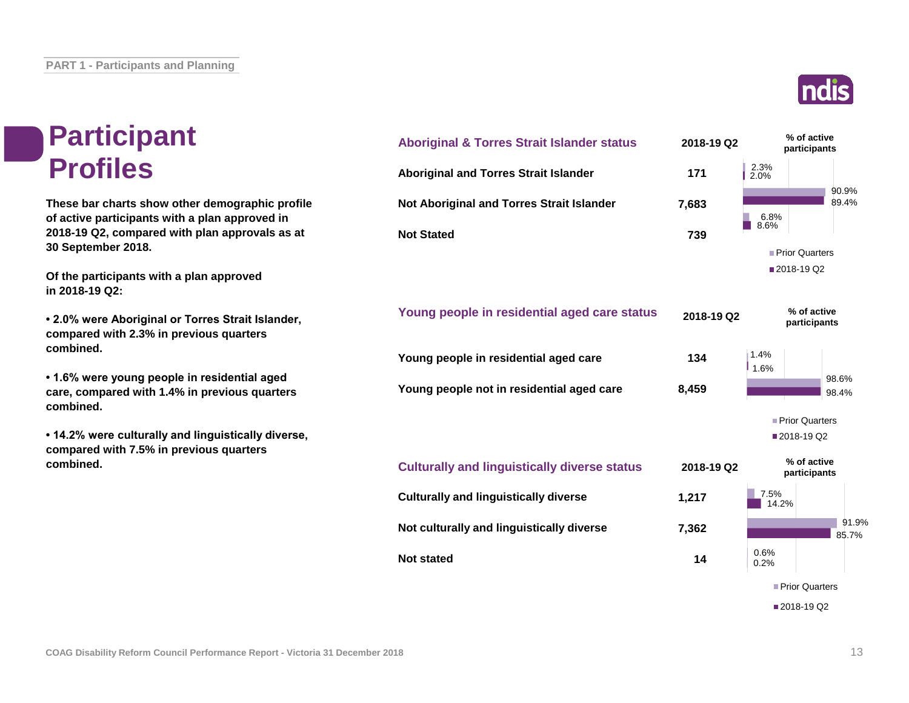# Participant Profiles

**These bar charts show other demographic profile of active participants with a plan approved in 2018-19 Q2, compared with plan approvals as at 30 September 2018.**

**Of the participants with a plan approved in 2018-19 Q2:**

- **2.0% were Aboriginal or Torres Strait Islander, compared with 2.3% in previous quarters combined.**
- **1.6% were young people in residential aged care, compared with 1.4% in previous quarters combined.**
- **14.2% were culturally and linguistically diverse, compared with 7.5% in previous quarters combined.**

## Aboriginal & Torres Strait Islander status

| Aboriginal & Torres Strait Islander status | 2018-19 Q2 | % of active participants – Prior Quarters | % of active participants – 2018-19 Q2 |
|---|---|---|---|
| Aboriginal and Torres Strait Islander | 171 | 2.3% | 2.0% |
| Not Aboriginal and Torres Strait Islander | 7,683 | 90.9% | 89.4% |
| Not Stated | 739 | 6.8% | 8.6% |

## Young people in residential aged care status

| Young people in residential aged care status | 2018-19 Q2 | % of active participants – Prior Quarters | % of active participants – 2018-19 Q2 |
|---|---|---|---|
| Young people in residential aged care | 134 | 1.4% | 1.6% |
| Young people not in residential aged care | 8,459 | 98.6% | 98.4% |

## Culturally and linguistically diverse status

| Culturally and linguistically diverse status | 2018-19 Q2 | % of active participants – Prior Quarters | % of active participants – 2018-19 Q2 |
|---|---|---|---|
| Culturally and linguistically diverse | 1,217 | 7.5% | 14.2% |
| Not culturally and linguistically diverse | 7,362 | 91.9% | 85.7% |
| Not stated | 14 | 0.6% | 0.2% |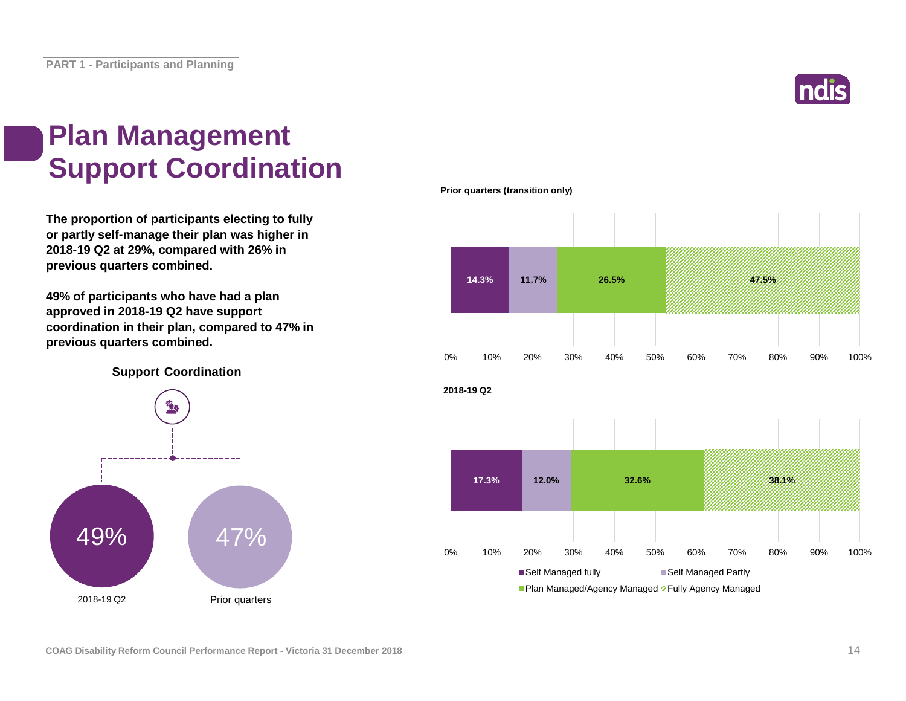# Plan Management
# Support Coordination

**The proportion of participants electing to fully or partly self-manage their plan was higher in 2018-19 Q2 at 29%, compared with 26% in previous quarters combined.**

**49% of participants who have had a plan approved in 2018-19 Q2 have support coordination in their plan, compared to 47% in previous quarters combined.**

**Support Coordination**

| | 2018-19 Q2 | Prior quarters |
|---|---|---|
| Support Coordination | 49% | 47% |

**Prior quarters (transition only)**

| Self Managed fully | Self Managed Partly | Plan Managed/Agency Managed | Fully Agency Managed |
|---|---|---|---|
| 14.3% | 11.7% | 26.5% | 47.5% |

**2018-19 Q2**

| Self Managed fully | Self Managed Partly | Plan Managed/Agency Managed | Fully Agency Managed |
|---|---|---|---|
| 17.3% | 12.0% | 32.6% | 38.1% |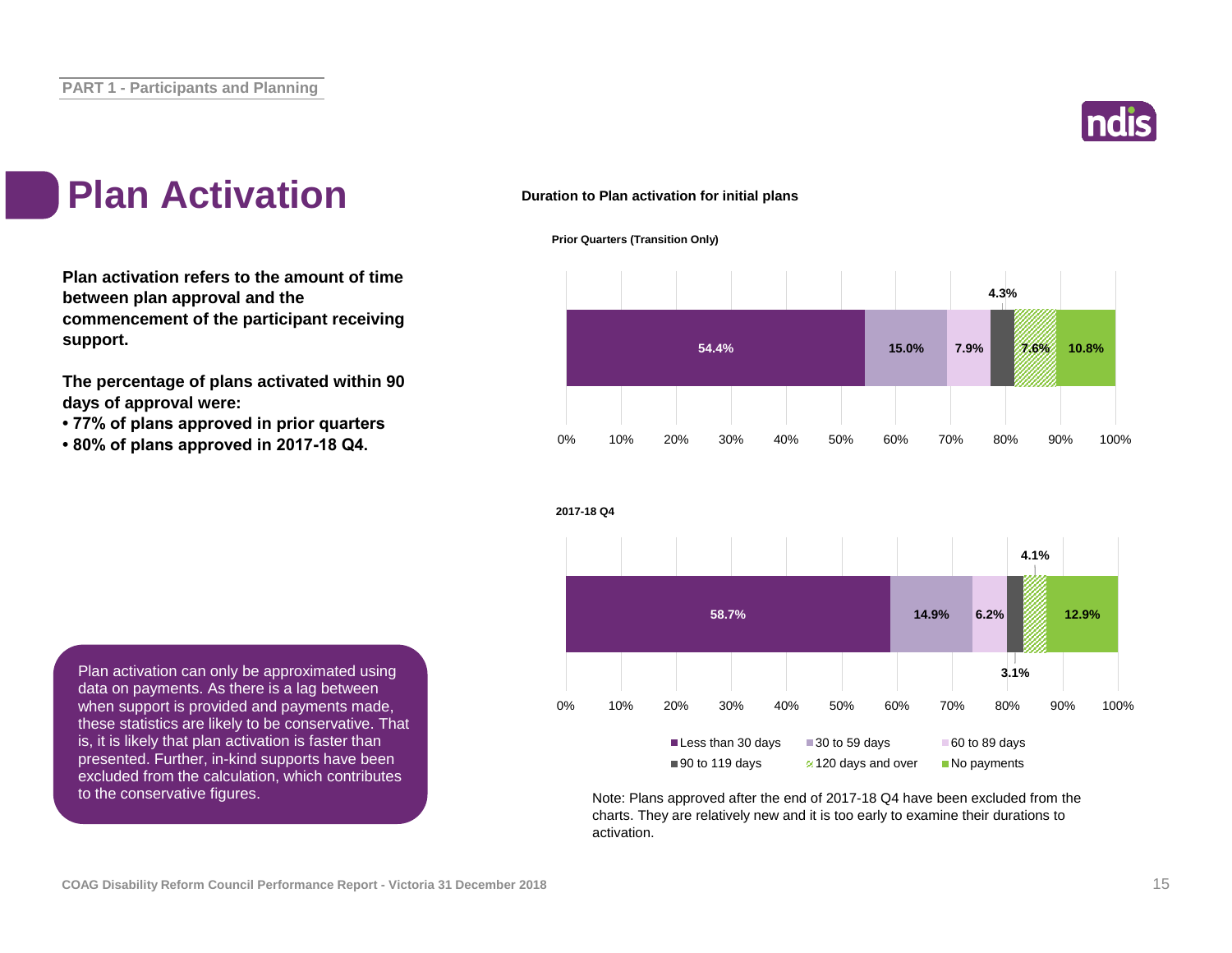# Plan Activation

**Plan activation refers to the amount of time between plan approval and the commencement of the participant receiving support.**

**The percentage of plans activated within 90 days of approval were:**
- **77% of plans approved in prior quarters**
- **80% of plans approved in 2017-18 Q4.**

Plan activation can only be approximated using data on payments. As there is a lag between when support is provided and payments made, these statistics are likely to be conservative. That is, it is likely that plan activation is faster than presented. Further, in-kind supports have been excluded from the calculation, which contributes to the conservative figures.

**Duration to Plan activation for initial plans**

**Prior Quarters (Transition Only)**

| Less than 30 days | 30 to 59 days | 60 to 89 days | 90 to 119 days | 120 days and over | No payments |
|---|---|---|---|---|---|
| 54.4% | 15.0% | 7.9% | 4.3% | 7.6% | 10.8% |

**2017-18 Q4**

| Less than 30 days | 30 to 59 days | 60 to 89 days | 90 to 119 days | 120 days and over | No payments |
|---|---|---|---|---|---|
| 58.7% | 14.9% | 6.2% | 3.1% | 4.1% | 12.9% |

Note: Plans approved after the end of 2017-18 Q4 have been excluded from the charts. They are relatively new and it is too early to examine their durations to activation.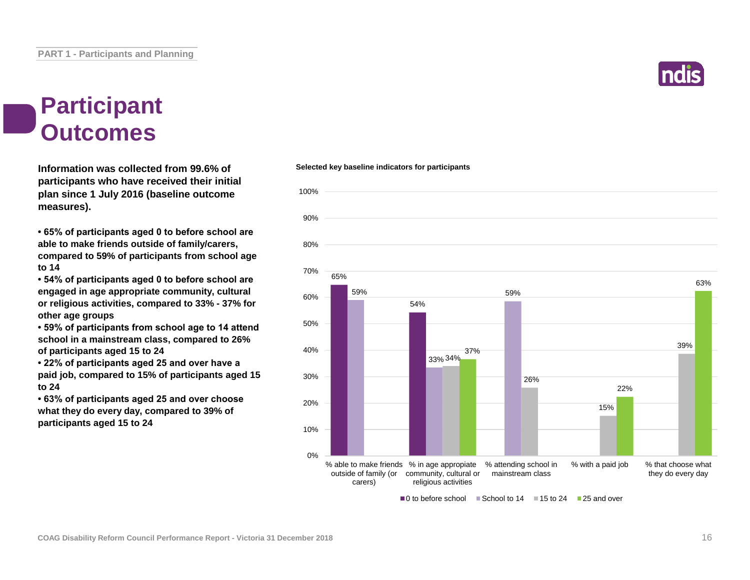# Participant Outcomes

**Information was collected from 99.6% of participants who have received their initial plan since 1 July 2016 (baseline outcome measures).**

- **65% of participants aged 0 to before school are able to make friends outside of family/carers, compared to 59% of participants from school age to 14**
- **54% of participants aged 0 to before school are engaged in age appropriate community, cultural or religious activities, compared to 33% - 37% for other age groups**
- **59% of participants from school age to 14 attend school in a mainstream class, compared to 26% of participants aged 15 to 24**
- **22% of participants aged 25 and over have a paid job, compared to 15% of participants aged 15 to 24**
- **63% of participants aged 25 and over choose what they do every day, compared to 39% of participants aged 15 to 24**

**Selected key baseline indicators for participants**

| Indicator | 0 to before school | School to 14 | 15 to 24 | 25 and over |
|---|---|---|---|---|
| % able to make friends outside of family (or carers) | 65% | 59% | | |
| % in age appropriate community, cultural or religious activities | 54% | 33% | 34% | 37% |
| % attending school in mainstream class | | 59% | 26% | |
| % with a paid job | | | 15% | 22% |
| % that choose what they do every day | | | 39% | 63% |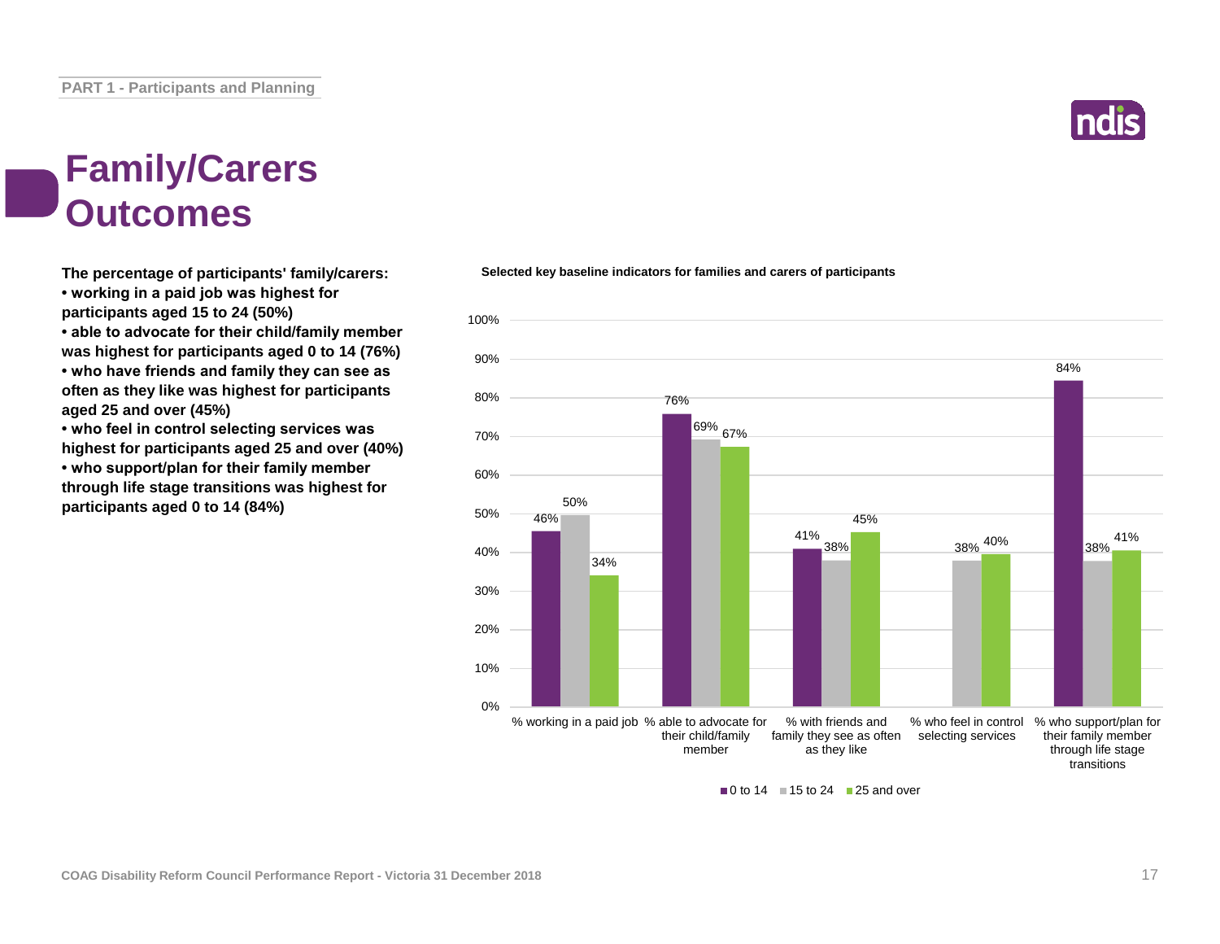# Family/Carers Outcomes

**The percentage of participants' family/carers:**

- **working in a paid job was highest for participants aged 15 to 24 (50%)**
- **able to advocate for their child/family member was highest for participants aged 0 to 14 (76%)**
- **who have friends and family they can see as often as they like was highest for participants aged 25 and over (45%)**
- **who feel in control selecting services was highest for participants aged 25 and over (40%)**
- **who support/plan for their family member through life stage transitions was highest for participants aged 0 to 14 (84%)**

**Selected key baseline indicators for families and carers of participants**

| Indicator | 0 to 14 | 15 to 24 | 25 and over |
|---|---|---|---|
| % working in a paid job | 46% | 50% | 34% |
| % able to advocate for their child/family member | 76% | 69% | 67% |
| % with friends and family they see as often as they like | 41% | 38% | 45% |
| % who feel in control selecting services | | 38% | 40% |
| % who support/plan for their family member through life stage transitions | 84% | 38% | 41% |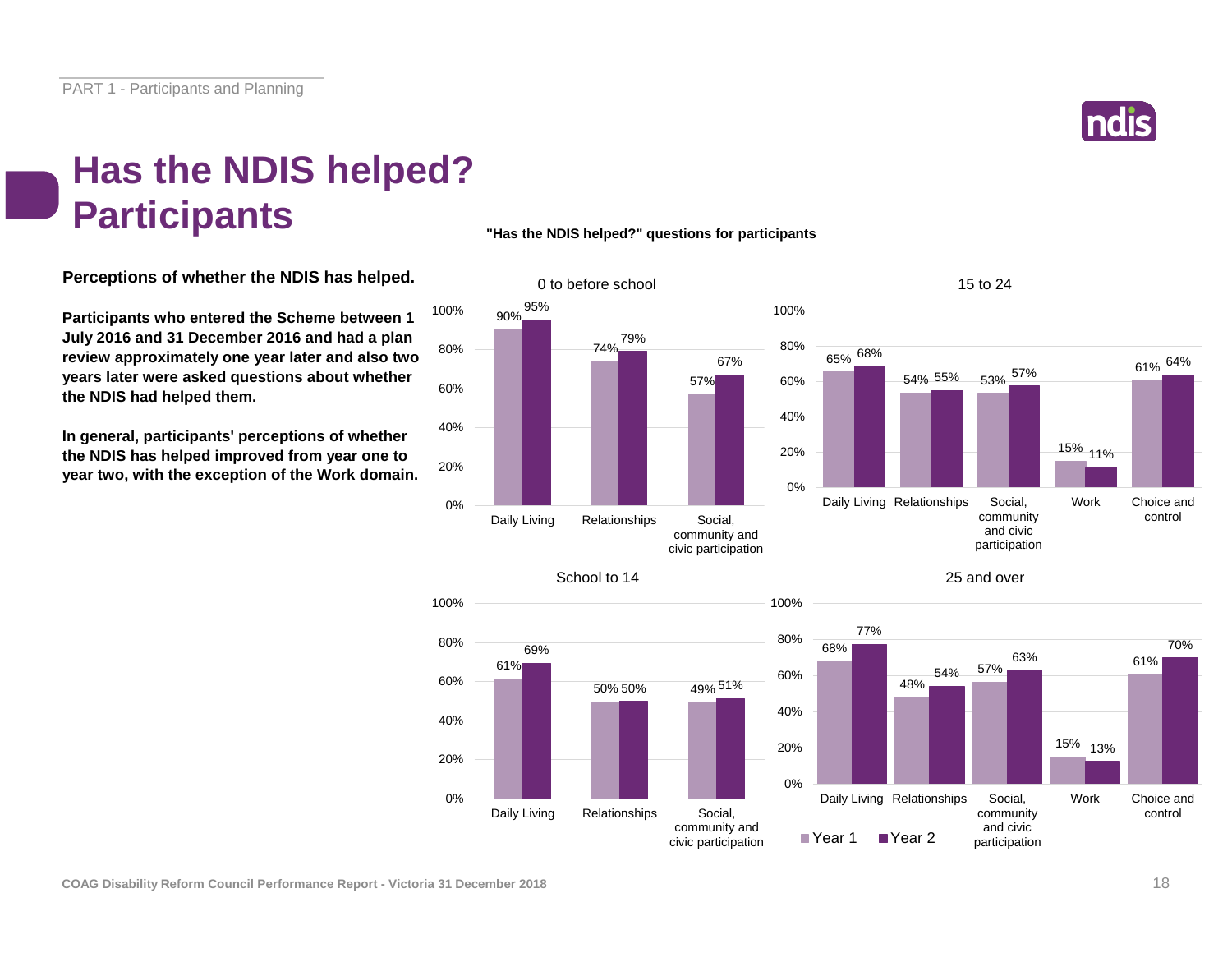# Has the NDIS helped? Participants

**Perceptions of whether the NDIS has helped.**

**Participants who entered the Scheme between 1 July 2016 and 31 December 2016 and had a plan review approximately one year later and also two years later were asked questions about whether the NDIS had helped them.**

**In general, participants' perceptions of whether the NDIS has helped improved from year one to year two, with the exception of the Work domain.**

**"Has the NDIS helped?" questions for participants**

**0 to before school**

| Domain | Year 1 | Year 2 |
| --- | --- | --- |
| Daily Living | 90% | 95% |
| Relationships | 74% | 79% |
| Social, community and civic participation | 57% | 67% |

**School to 14**

| Domain | Year 1 | Year 2 |
| --- | --- | --- |
| Daily Living | 61% | 69% |
| Relationships | 50% | 50% |
| Social, community and civic participation | 49% | 51% |

**15 to 24**

| Domain | Year 1 | Year 2 |
| --- | --- | --- |
| Daily Living | 65% | 68% |
| Relationships | 54% | 55% |
| Social, community and civic participation | 53% | 57% |
| Work | 15% | 11% |
| Choice and control | 61% | 64% |

**25 and over**

| Domain | Year 1 | Year 2 |
| --- | --- | --- |
| Daily Living | 68% | 77% |
| Relationships | 48% | 54% |
| Social, community and civic participation | 57% | 63% |
| Work | 15% | 13% |
| Choice and control | 61% | 70% |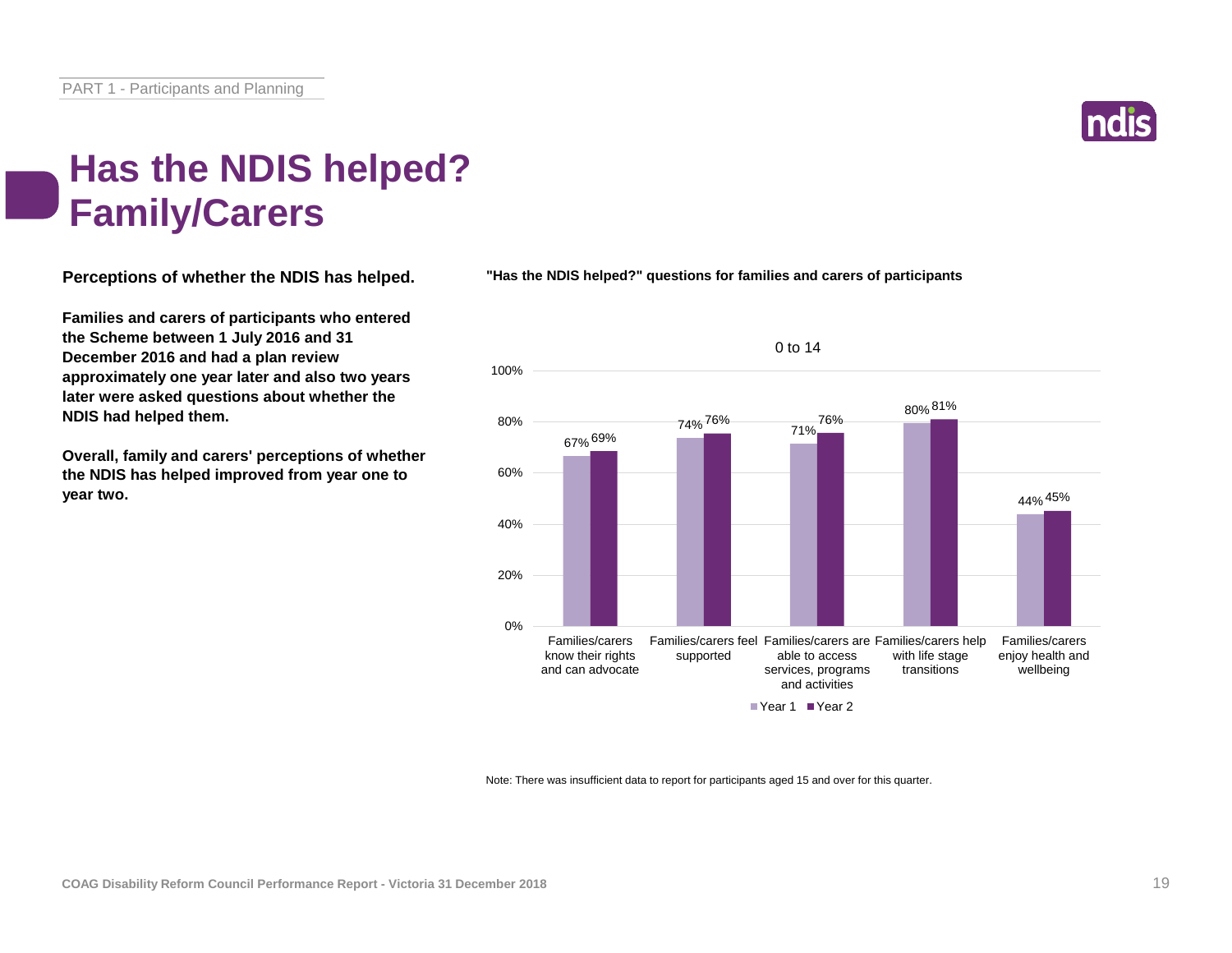# Has the NDIS helped? Family/Carers

**Perceptions of whether the NDIS has helped.**

**Families and carers of participants who entered the Scheme between 1 July 2016 and 31 December 2016 and had a plan review approximately one year later and also two years later were asked questions about whether the NDIS had helped them.**

**Overall, family and carers' perceptions of whether the NDIS has helped improved from year one to year two.**

**"Has the NDIS helped?" questions for families and carers of participants**

0 to 14

| | Year 1 | Year 2 |
|---|---|---|
| Families/carers know their rights and can advocate | 67% | 69% |
| Families/carers feel supported | 74% | 76% |
| Families/carers are able to access services, programs and activities | 71% | 76% |
| Families/carers help with life stage transitions | 80% | 81% |
| Families/carers enjoy health and wellbeing | 44% | 45% |

Note: There was insufficient data to report for participants aged 15 and over for this quarter.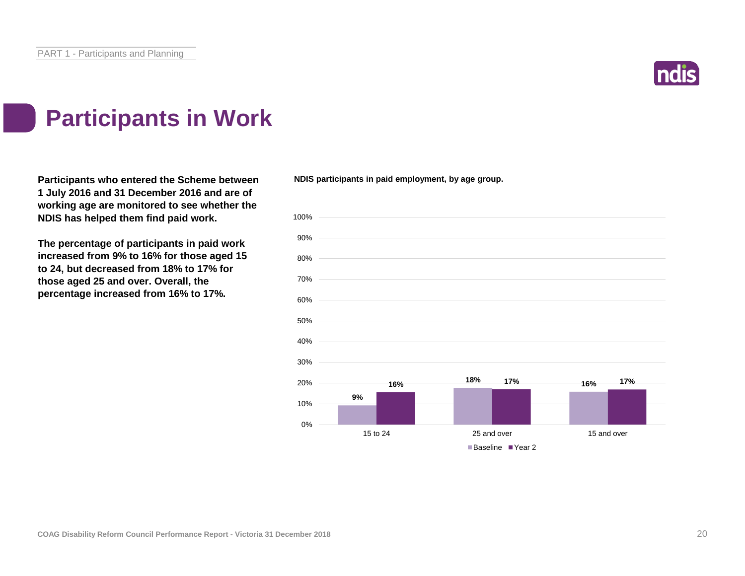# Participants in Work

**Participants who entered the Scheme between 1 July 2016 and 31 December 2016 and are of working age are monitored to see whether the NDIS has helped them find paid work.**

**The percentage of participants in paid work increased from 9% to 16% for those aged 15 to 24, but decreased from 18% to 17% for those aged 25 and over. Overall, the percentage increased from 16% to 17%.**

**NDIS participants in paid employment, by age group.**

| Age group | Baseline | Year 2 |
|---|---|---|
| 15 to 24 | 9% | 16% |
| 25 and over | 18% | 17% |
| 15 and over | 16% | 17% |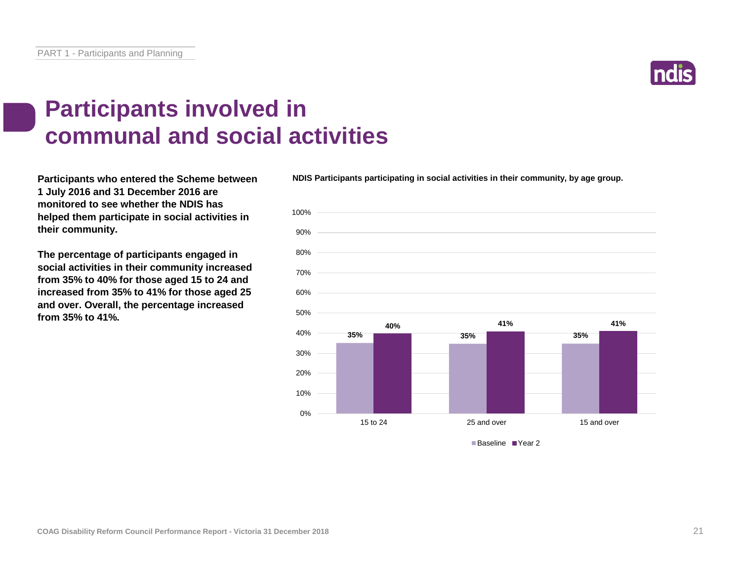# Participants involved in communal and social activities

**Participants who entered the Scheme between 1 July 2016 and 31 December 2016 are monitored to see whether the NDIS has helped them participate in social activities in their community.**

**The percentage of participants engaged in social activities in their community increased from 35% to 40% for those aged 15 to 24 and increased from 35% to 41% for those aged 25 and over. Overall, the percentage increased from 35% to 41%.**

**NDIS Participants participating in social activities in their community, by age group.**

| Age group | Baseline | Year 2 |
| --- | --- | --- |
| 15 to 24 | 35% | 40% |
| 25 and over | 35% | 41% |
| 15 and over | 35% | 41% |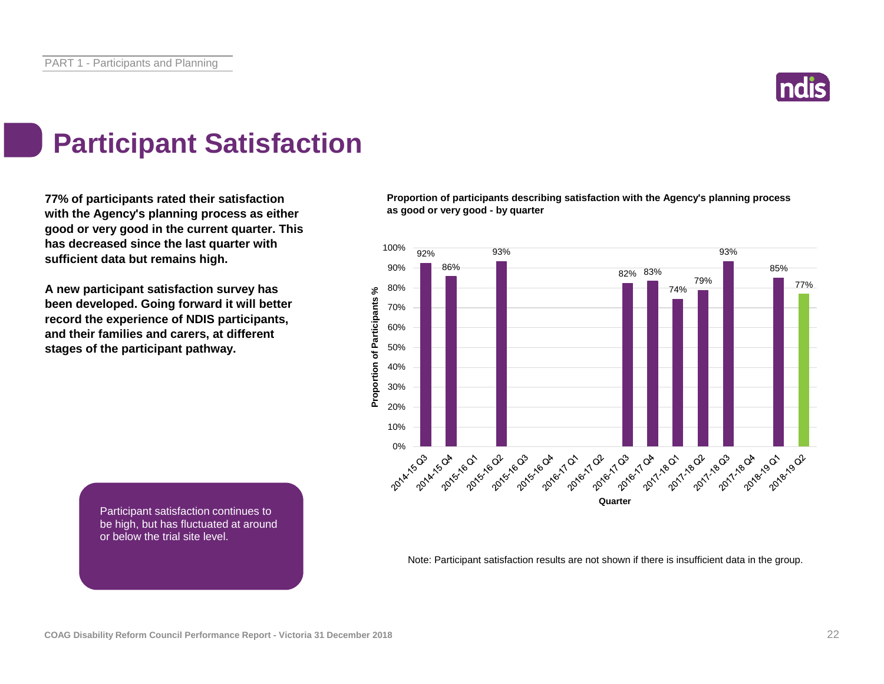# Participant Satisfaction

**77% of participants rated their satisfaction with the Agency's planning process as either good or very good in the current quarter. This has decreased since the last quarter with sufficient data but remains high.**

**A new participant satisfaction survey has been developed. Going forward it will better record the experience of NDIS participants, and their families and carers, at different stages of the participant pathway.**

**Proportion of participants describing satisfaction with the Agency's planning process as good or very good - by quarter**

| Quarter | Proportion of Participants % |
| --- | --- |
| 2014-15 Q3 | 92% |
| 2014-15 Q4 | 86% |
| 2015-16 Q1 | |
| 2015-16 Q2 | 93% |
| 2015-16 Q3 | |
| 2015-16 Q4 | |
| 2016-17 Q1 | |
| 2016-17 Q2 | |
| 2016-17 Q3 | 82% |
| 2016-17 Q4 | 83% |
| 2017-18 Q1 | 74% |
| 2017-18 Q2 | 79% |
| 2017-18 Q3 | 93% |
| 2017-18 Q4 | |
| 2018-19 Q1 | 85% |
| 2018-19 Q2 | 77% |

Note: Participant satisfaction results are not shown if there is insufficient data in the group.

Participant satisfaction continues to be high, but has fluctuated at around or below the trial site level.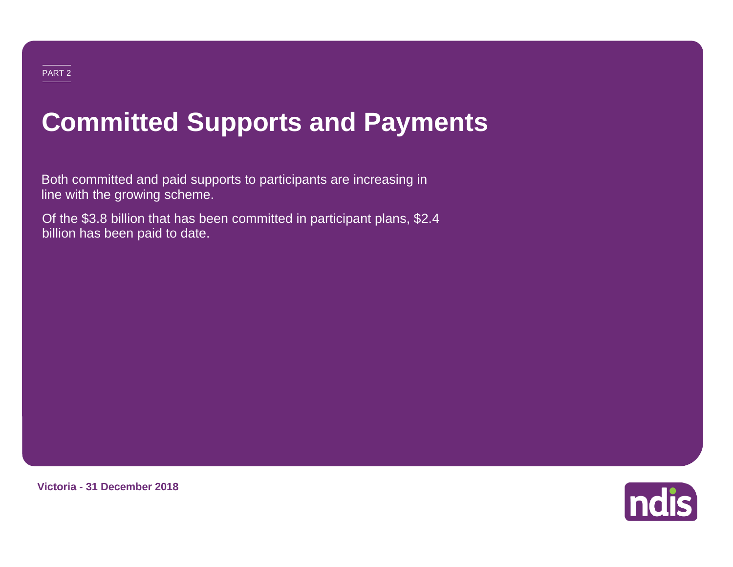PART 2

# Committed Supports and Payments

Both committed and paid supports to participants are increasing in line with the growing scheme.

Of the $3.8 billion that has been committed in participant plans, $2.4 billion has been paid to date.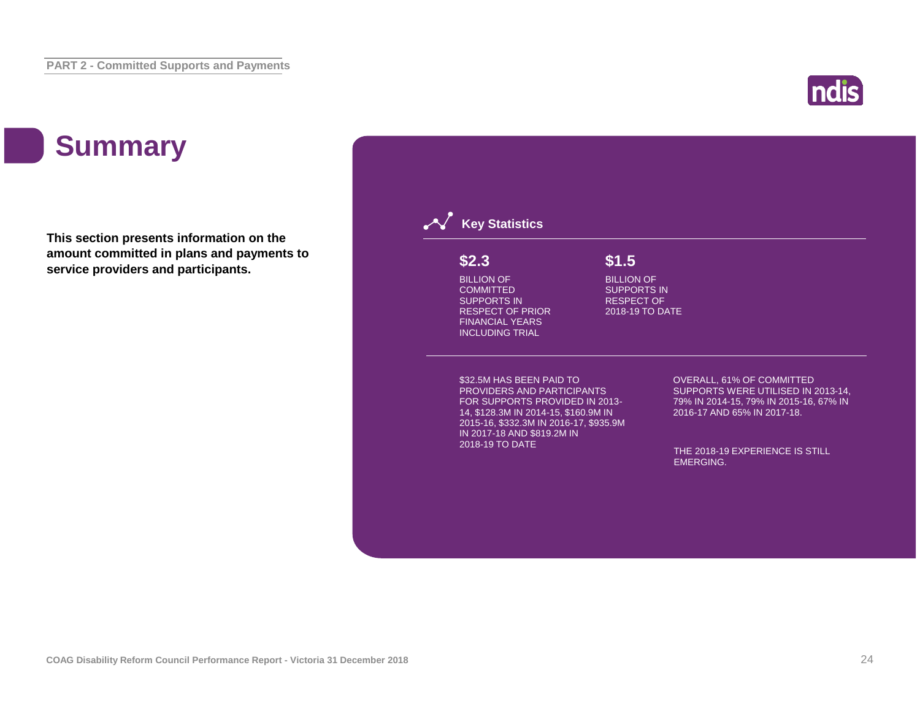# Summary

**This section presents information on the amount committed in plans and payments to service providers and participants.**

## Key Statistics

**$2.3**

BILLION OF COMMITTED SUPPORTS IN RESPECT OF PRIOR FINANCIAL YEARS INCLUDING TRIAL

**$1.5**

BILLION OF SUPPORTS IN RESPECT OF 2018-19 TO DATE

$32.5M HAS BEEN PAID TO PROVIDERS AND PARTICIPANTS FOR SUPPORTS PROVIDED IN 2013-14, $128.3M IN 2014-15, $160.9M IN 2015-16, $332.3M IN 2016-17, $935.9M IN 2017-18 AND $819.2M IN 2018-19 TO DATE

OVERALL, 61% OF COMMITTED SUPPORTS WERE UTILISED IN 2013-14, 79% IN 2014-15, 79% IN 2015-16, 67% IN 2016-17 AND 65% IN 2017-18.

THE 2018-19 EXPERIENCE IS STILL EMERGING.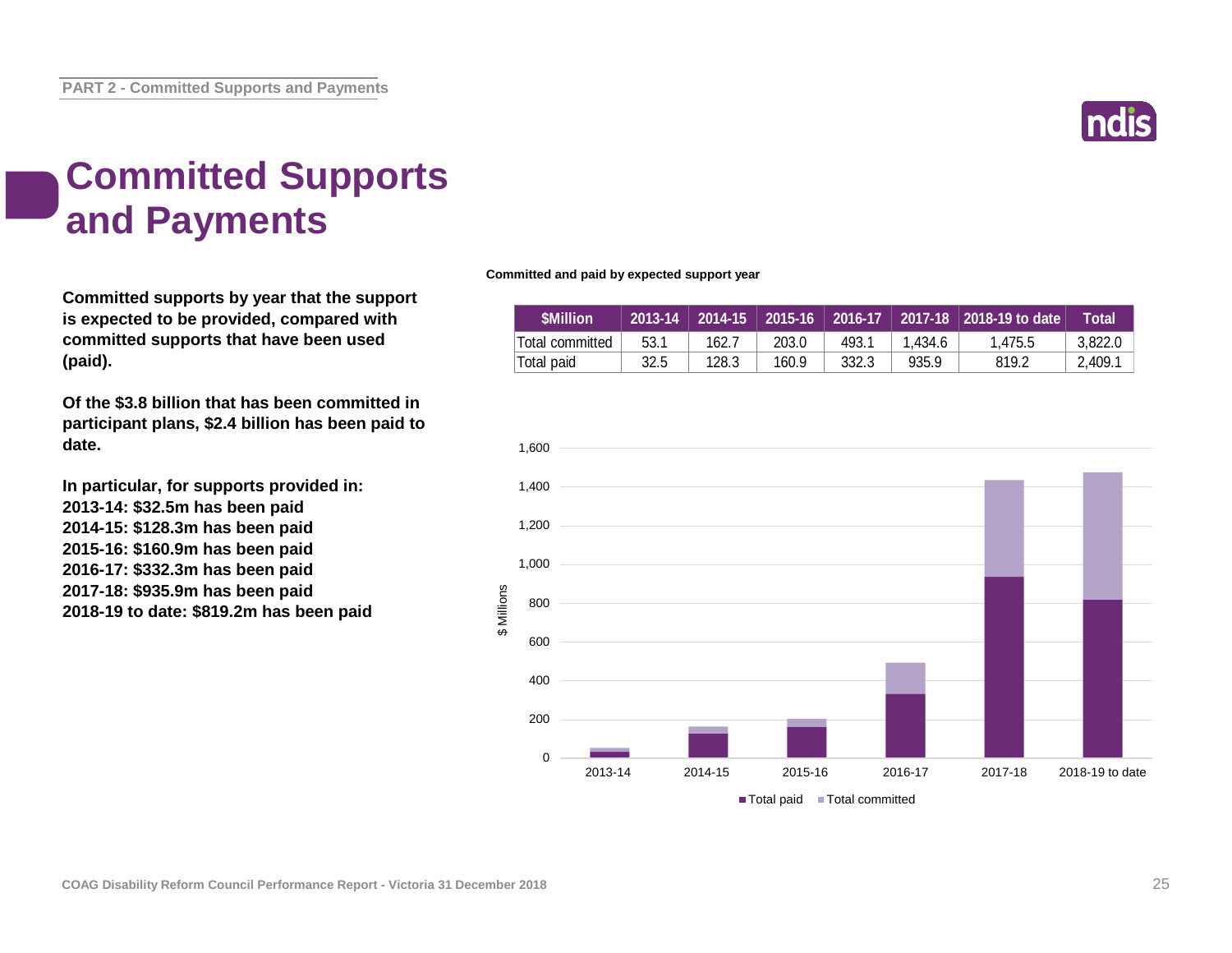# Committed Supports and Payments

**Committed supports by year that the support is expected to be provided, compared with committed supports that have been used (paid).**

**Of the $3.8 billion that has been committed in participant plans, $2.4 billion has been paid to date.**

**In particular, for supports provided in:**
**2013-14: $32.5m has been paid**
**2014-15: $128.3m has been paid**
**2015-16: $160.9m has been paid**
**2016-17: $332.3m has been paid**
**2017-18: $935.9m has been paid**
**2018-19 to date: $819.2m has been paid**

**Committed and paid by expected support year**

| $Million | 2013-14 | 2014-15 | 2015-16 | 2016-17 | 2017-18 | 2018-19 to date | Total |
|---|---|---|---|---|---|---|---|
| Total committed | 53.1 | 162.7 | 203.0 | 493.1 | 1,434.6 | 1,475.5 | 3,822.0 |
| Total paid | 32.5 | 128.3 | 160.9 | 332.3 | 935.9 | 819.2 | 2,409.1 |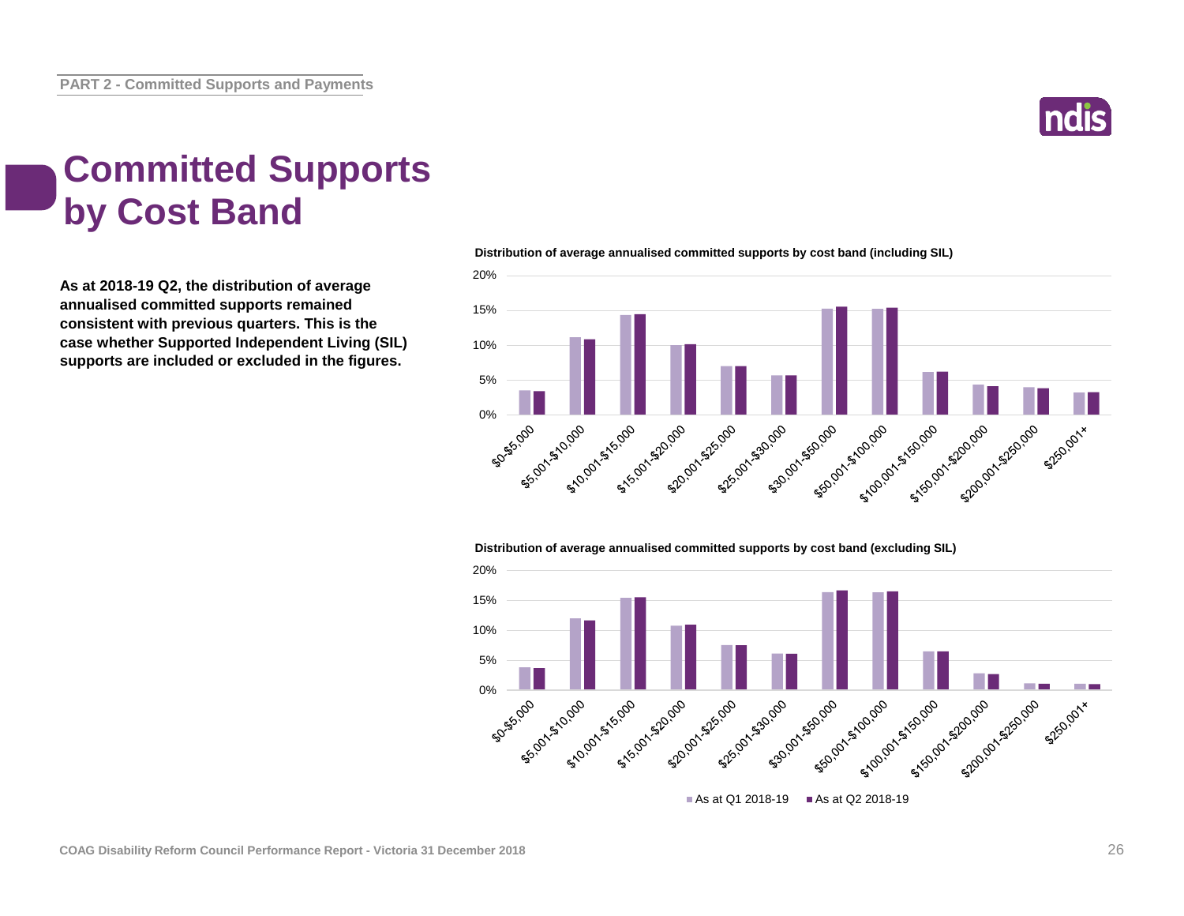# Committed Supports by Cost Band

**As at 2018-19 Q2, the distribution of average annualised committed supports remained consistent with previous quarters. This is the case whether Supported Independent Living (SIL) supports are included or excluded in the figures.**

**Distribution of average annualised committed supports by cost band (including SIL)**

| Cost band | As at Q1 2018-19 | As at Q2 2018-19 |
|---|---|---|
| $0-$5,000 | ~3.5% | ~3.4% |
| $5,001-$10,000 | ~11.1% | ~10.8% |
| $10,001-$15,000 | ~14.3% | ~14.4% |
| $15,001-$20,000 | ~10.0% | ~10.1% |
| $20,001-$25,000 | ~7.0% | ~7.0% |
| $25,001-$30,000 | ~5.6% | ~5.6% |
| $30,001-$50,000 | ~15.2% | ~15.5% |
| $50,001-$100,000 | ~15.2% | ~15.3% |
| $100,001-$150,000 | ~6.1% | ~6.1% |
| $150,001-$200,000 | ~4.3% | ~4.1% |
| $200,001-$250,000 | ~4.0% | ~3.8% |
| $250,001+ | ~3.2% | ~3.2% |

**Distribution of average annualised committed supports by cost band (excluding SIL)**

| Cost band | As at Q1 2018-19 | As at Q2 2018-19 |
|---|---|---|
| $0-$5,000 | ~3.8% | ~3.7% |
| $5,001-$10,000 | ~12.0% | ~11.6% |
| $10,001-$15,000 | ~15.4% | ~15.5% |
| $15,001-$20,000 | ~10.7% | ~10.9% |
| $20,001-$25,000 | ~7.5% | ~7.5% |
| $25,001-$30,000 | ~6.1% | ~6.0% |
| $30,001-$50,000 | ~16.3% | ~16.6% |
| $50,001-$100,000 | ~16.3% | ~16.4% |
| $100,001-$150,000 | ~6.5% | ~6.4% |
| $150,001-$200,000 | ~2.8% | ~2.6% |
| $200,001-$250,000 | ~1.1% | ~1.0% |
| $250,001+ | ~1.0% | ~0.9% |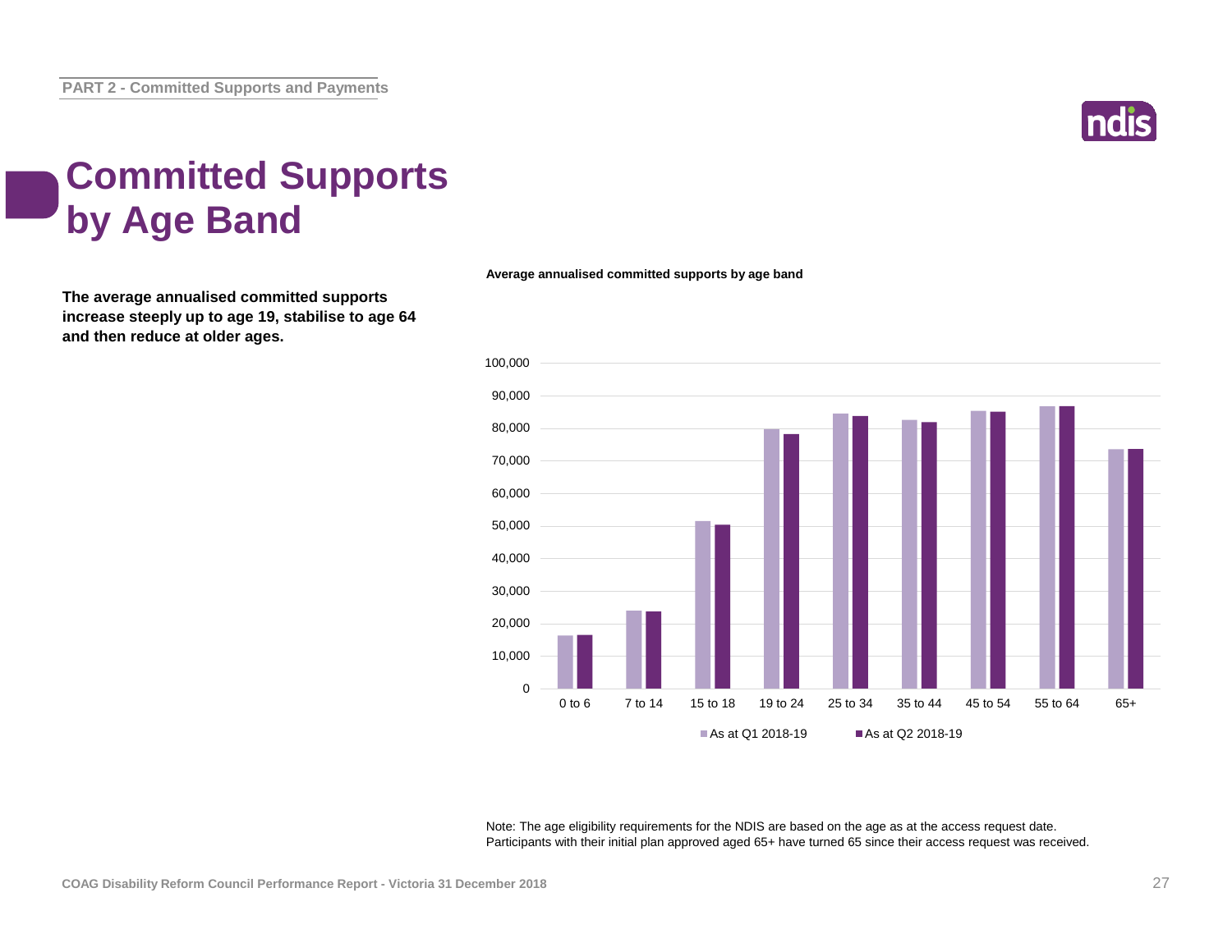# Committed Supports by Age Band

**The average annualised committed supports increase steeply up to age 19, stabilise to age 64 and then reduce at older ages.**

**Average annualised committed supports by age band**

Note: The age eligibility requirements for the NDIS are based on the age as at the access request date. Participants with their initial plan approved aged 65+ have turned 65 since their access request was received.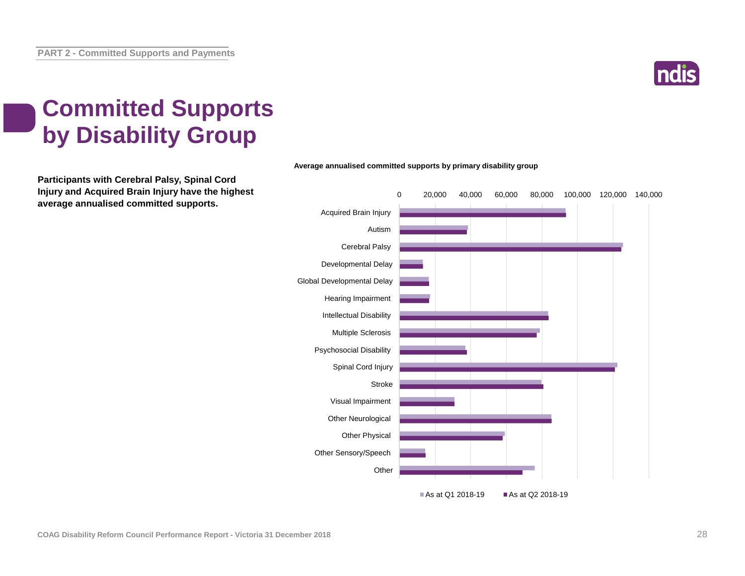# Committed Supports by Disability Group

**Participants with Cerebral Palsy, Spinal Cord Injury and Acquired Brain Injury have the highest average annualised committed supports.**

**Average annualised committed supports by primary disability group**

| Primary disability group |
|---|
| Acquired Brain Injury |
| Autism |
| Cerebral Palsy |
| Developmental Delay |
| Global Developmental Delay |
| Hearing Impairment |
| Intellectual Disability |
| Multiple Sclerosis |
| Psychosocial Disability |
| Spinal Cord Injury |
| Stroke |
| Visual Impairment |
| Other Neurological |
| Other Physical |
| Other Sensory/Speech |
| Other |

Axis: 0, 20,000, 40,000, 60,000, 80,000, 100,000, 120,000, 140,000

Legend: As at Q1 2018-19; As at Q2 2018-19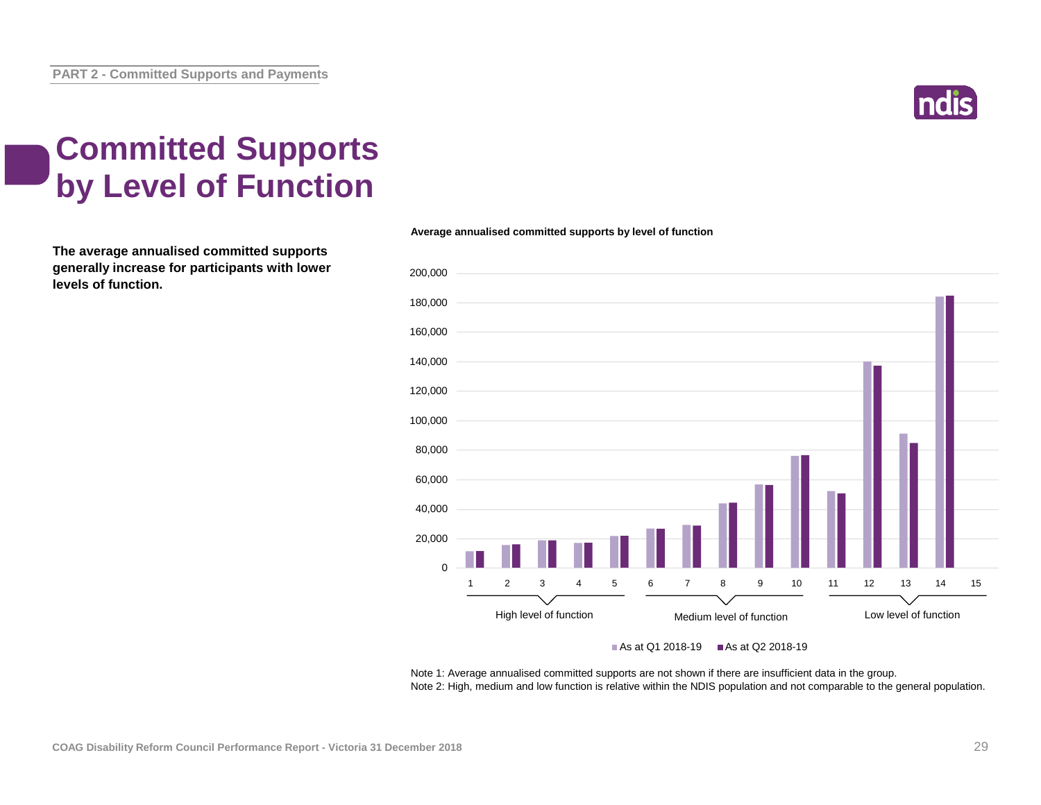# Committed Supports by Level of Function

**The average annualised committed supports generally increase for participants with lower levels of function.**

**Average annualised committed supports by level of function**

Note 1: Average annualised committed supports are not shown if there are insufficient data in the group.
Note 2: High, medium and low function is relative within the NDIS population and not comparable to the general population.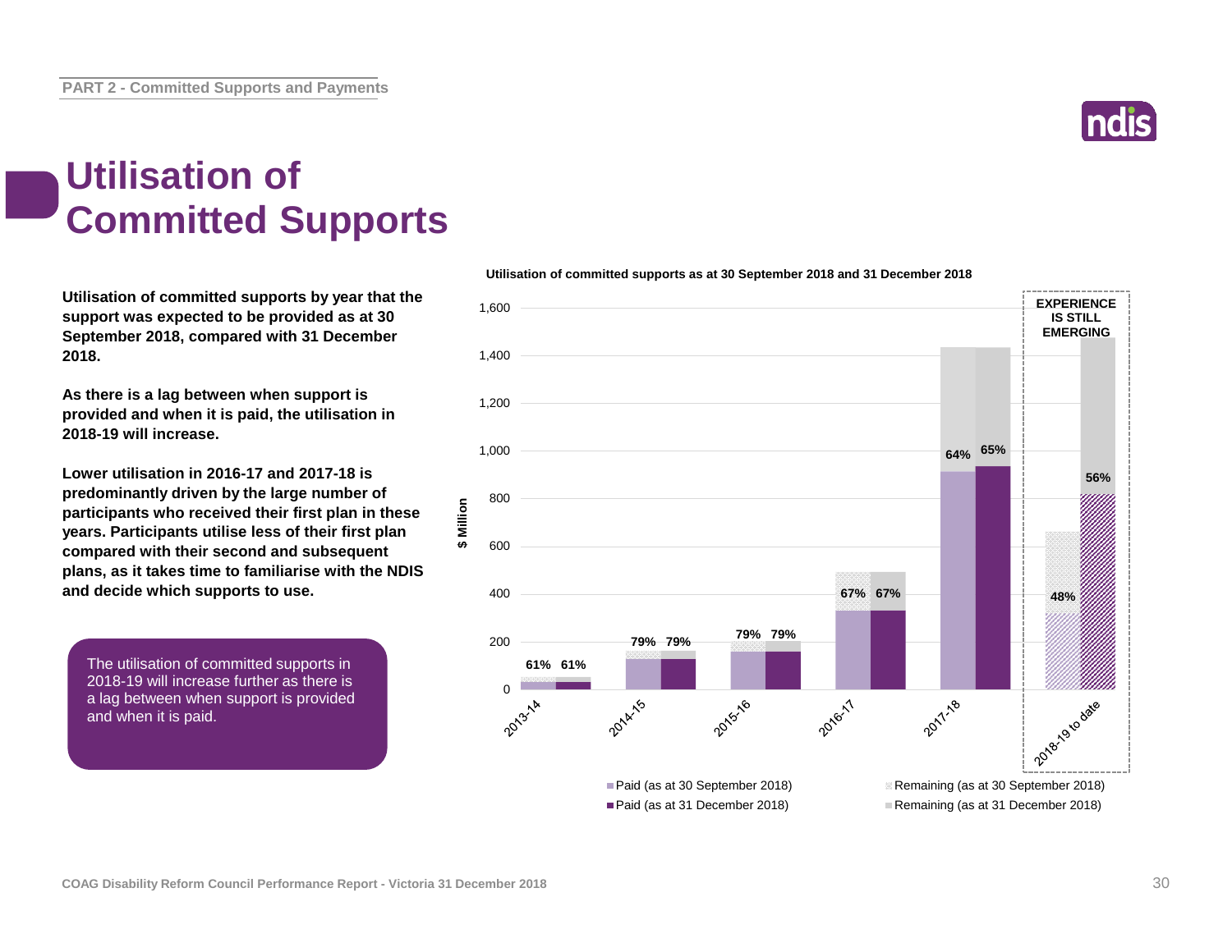# Utilisation of Committed Supports

**Utilisation of committed supports by year that the support was expected to be provided as at 30 September 2018, compared with 31 December 2018.**

**As there is a lag between when support is provided and when it is paid, the utilisation in 2018-19 will increase.**

**Lower utilisation in 2016-17 and 2017-18 is predominantly driven by the large number of participants who received their first plan in these years. Participants utilise less of their first plan compared with their second and subsequent plans, as it takes time to familiarise with the NDIS and decide which supports to use.**

The utilisation of committed supports in 2018-19 will increase further as there is a lag between when support is provided and when it is paid.

**Utilisation of committed supports as at 30 September 2018 and 31 December 2018**

| Year | Utilisation (as at 30 September 2018) | Utilisation (as at 31 December 2018) |
|---|---|---|
| 2013-14 | 61% | 61% |
| 2014-15 | 79% | 79% |
| 2015-16 | 79% | 79% |
| 2016-17 | 67% | 67% |
| 2017-18 | 64% | 65% |
| 2018-19 to date | 48% | 56% |

EXPERIENCE IS STILL EMERGING (2018-19 to date)

Legend: Paid (as at 30 September 2018); Paid (as at 31 December 2018); Remaining (as at 30 September 2018); Remaining (as at 31 December 2018)

Y-axis: $ Million (0 to 1,600)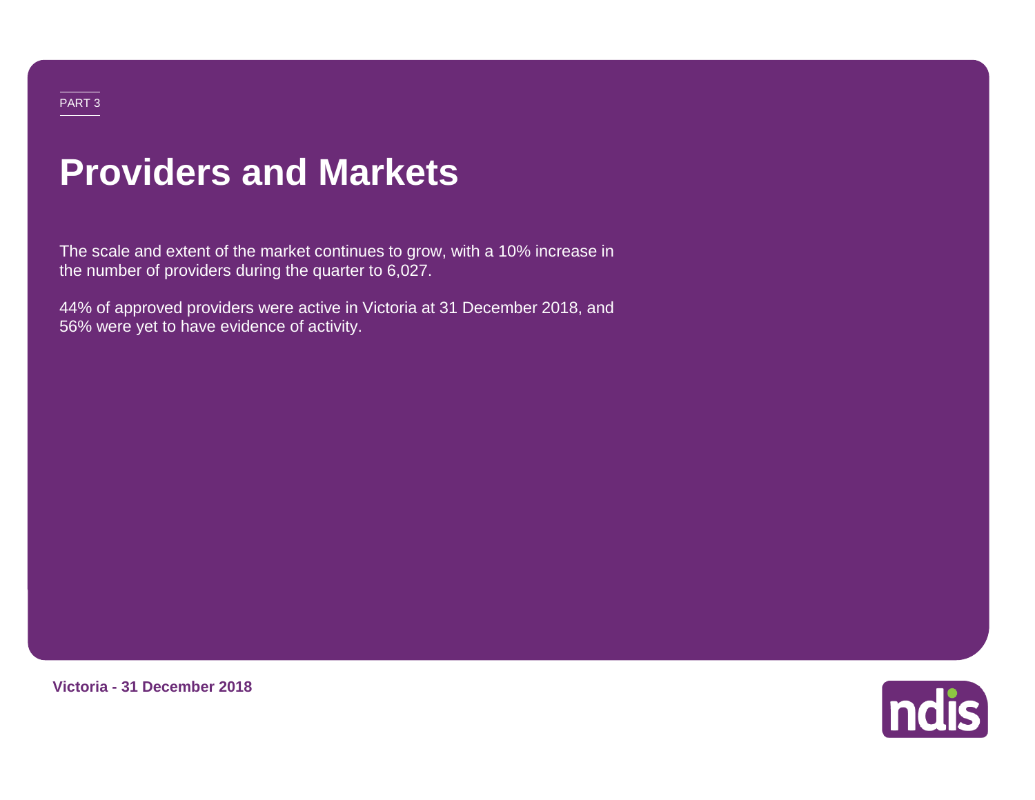PART 3

# Providers and Markets

The scale and extent of the market continues to grow, with a 10% increase in the number of providers during the quarter to 6,027.

44% of approved providers were active in Victoria at 31 December 2018, and 56% were yet to have evidence of activity.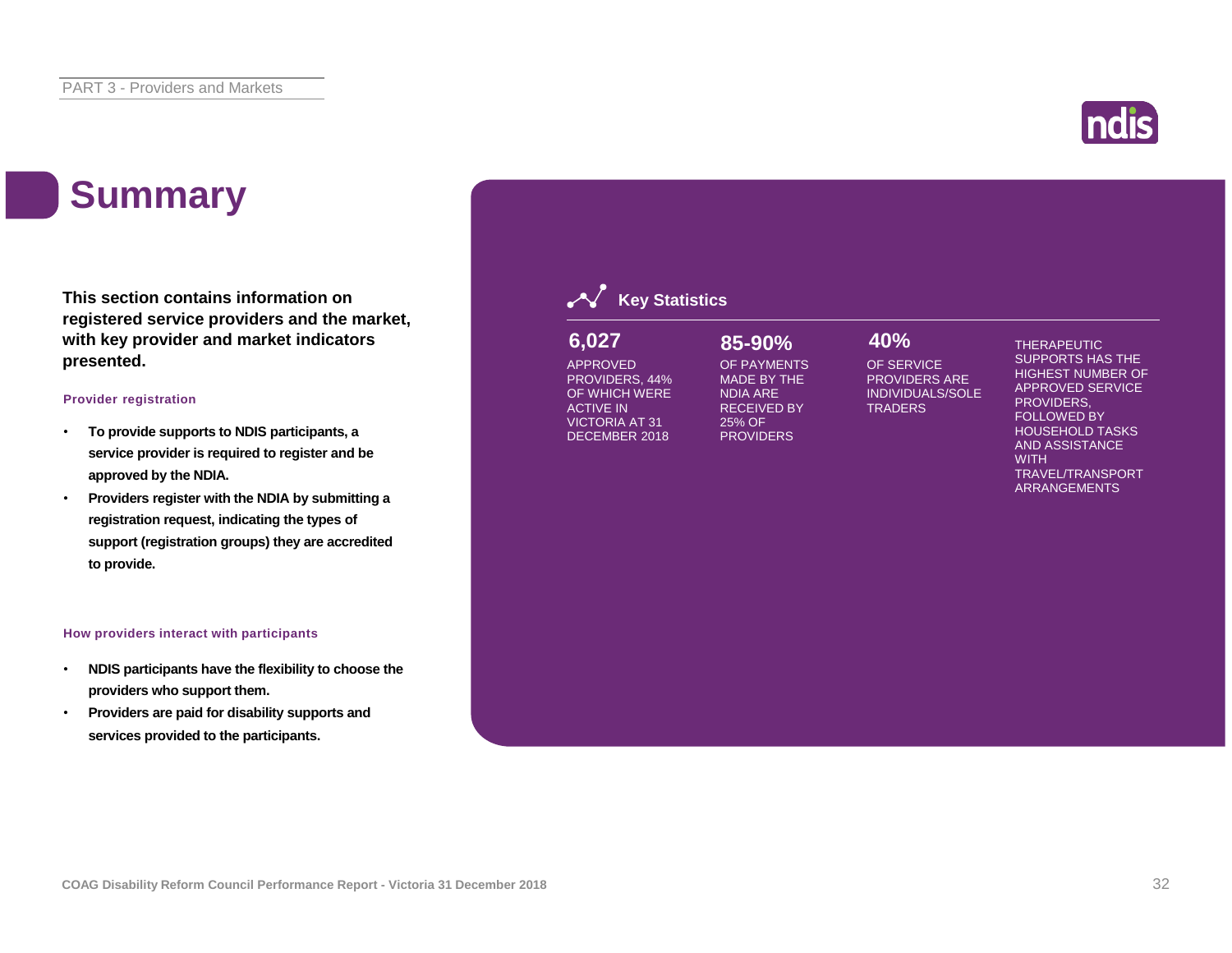# Summary

**This section contains information on registered service providers and the market, with key provider and market indicators presented.**

### Provider registration

- **To provide supports to NDIS participants, a service provider is required to register and be approved by the NDIA.**
- **Providers register with the NDIA by submitting a registration request, indicating the types of support (registration groups) they are accredited to provide.**

### How providers interact with participants

- **NDIS participants have the flexibility to choose the providers who support them.**
- **Providers are paid for disability supports and services provided to the participants.**

## Key Statistics

**6,027**
APPROVED PROVIDERS, 44% OF WHICH WERE ACTIVE IN VICTORIA AT 31 DECEMBER 2018

**85-90%**
OF PAYMENTS MADE BY THE NDIA ARE RECEIVED BY 25% OF PROVIDERS

**40%**
OF SERVICE PROVIDERS ARE INDIVIDUALS/SOLE TRADERS

THERAPEUTIC SUPPORTS HAS THE HIGHEST NUMBER OF APPROVED SERVICE PROVIDERS, FOLLOWED BY HOUSEHOLD TASKS AND ASSISTANCE WITH TRAVEL/TRANSPORT ARRANGEMENTS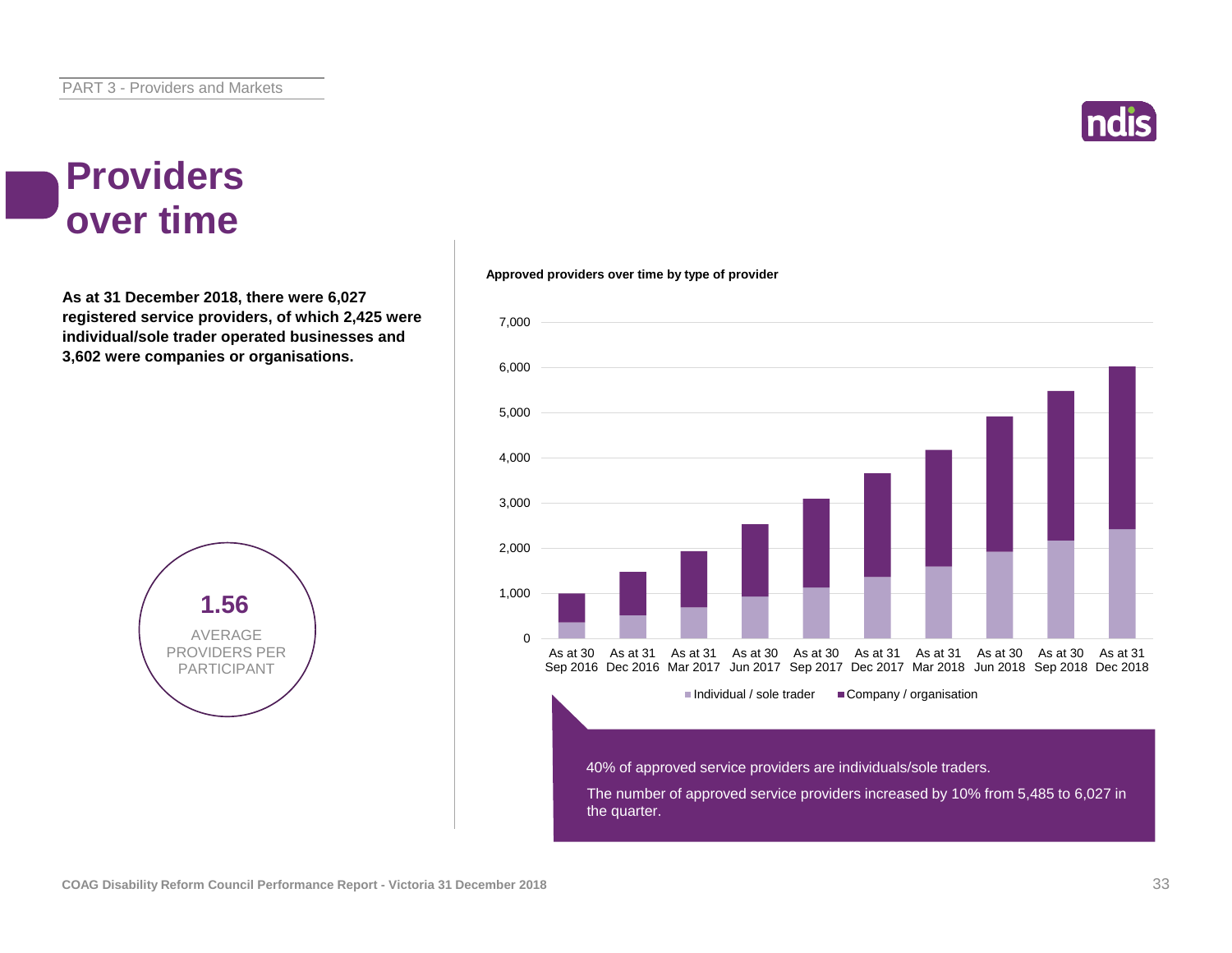# Providers over time

**As at 31 December 2018, there were 6,027 registered service providers, of which 2,425 were individual/sole trader operated businesses and 3,602 were companies or organisations.**

**1.56**

AVERAGE PROVIDERS PER PARTICIPANT

**Approved providers over time by type of provider**

Individual / sole trader ■ Company / organisation ■

40% of approved service providers are individuals/sole traders.

The number of approved service providers increased by 10% from 5,485 to 6,027 in the quarter.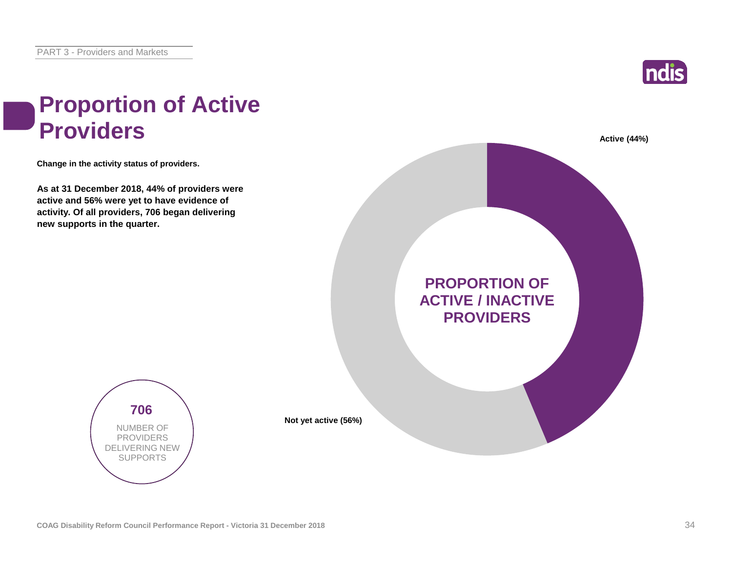# Proportion of Active Providers

**Change in the activity status of providers.**

**As at 31 December 2018, 44% of providers were active and 56% were yet to have evidence of activity. Of all providers, 706 began delivering new supports in the quarter.**

**PROPORTION OF ACTIVE / INACTIVE PROVIDERS**

**Active (44%)**

**Not yet active (56%)**

**706**

NUMBER OF PROVIDERS DELIVERING NEW SUPPORTS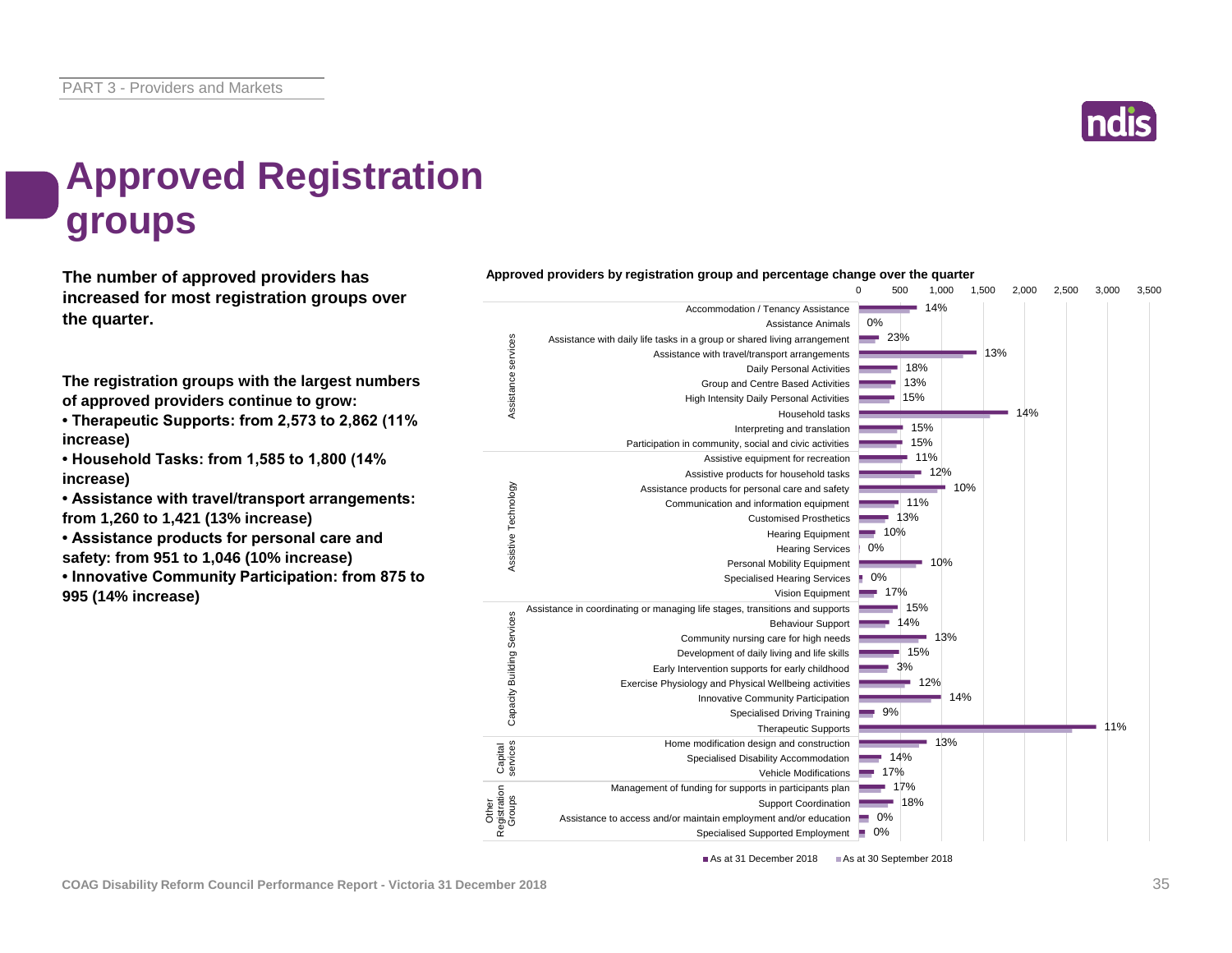# Approved Registration groups

**The number of approved providers has increased for most registration groups over the quarter.**

**The registration groups with the largest numbers of approved providers continue to grow:**

- **Therapeutic Supports: from 2,573 to 2,862 (11% increase)**
- **Household Tasks: from 1,585 to 1,800 (14% increase)**
- **Assistance with travel/transport arrangements: from 1,260 to 1,421 (13% increase)**
- **Assistance products for personal care and safety: from 951 to 1,046 (10% increase)**
- **Innovative Community Participation: from 875 to 995 (14% increase)**

**Approved providers by registration group and percentage change over the quarter**

| Category | Registration group | % change |
|---|---|---|
| Assistance services | Accommodation / Tenancy Assistance | 14% |
| | Assistance Animals | 0% |
| | Assistance with daily life tasks in a group or shared living arrangement | 23% |
| | Assistance with travel/transport arrangements | 13% |
| | Daily Personal Activities | 18% |
| | Group and Centre Based Activities | 13% |
| | High Intensity Daily Personal Activities | 15% |
| | Household tasks | 14% |
| | Interpreting and translation | 15% |
| | Participation in community, social and civic activities | 15% |
| Assistive Technology | Assistive equipment for recreation | 11% |
| | Assistive products for household tasks | 12% |
| | Assistance products for personal care and safety | 10% |
| | Communication and information equipment | 11% |
| | Customised Prosthetics | 13% |
| | Hearing Equipment | 10% |
| | Hearing Services | 0% |
| | Personal Mobility Equipment | 10% |
| | Specialised Hearing Services | 0% |
| | Vision Equipment | 17% |
| Capacity Building Services | Assistance in coordinating or managing life stages, transitions and supports | 15% |
| | Behaviour Support | 14% |
| | Community nursing care for high needs | 13% |
| | Development of daily living and life skills | 15% |
| | Early Intervention supports for early childhood | 3% |
| | Exercise Physiology and Physical Wellbeing activities | 12% |
| | Innovative Community Participation | 14% |
| | Specialised Driving Training | 9% |
| | Therapeutic Supports | 11% |
| Capital services | Home modification design and construction | 13% |
| | Specialised Disability Accommodation | 14% |
| | Vehicle Modifications | 17% |
| Other Registration Groups | Management of funding for supports in participants plan | 17% |
| | Support Coordination | 18% |
| | Assistance to access and/or maintain employment and/or education | 0% |
| | Specialised Supported Employment | 0% |

■ As at 31 December 2018 ■ As at 30 September 2018

COAG Disability Reform Council Performance Report - Victoria 31 December 2018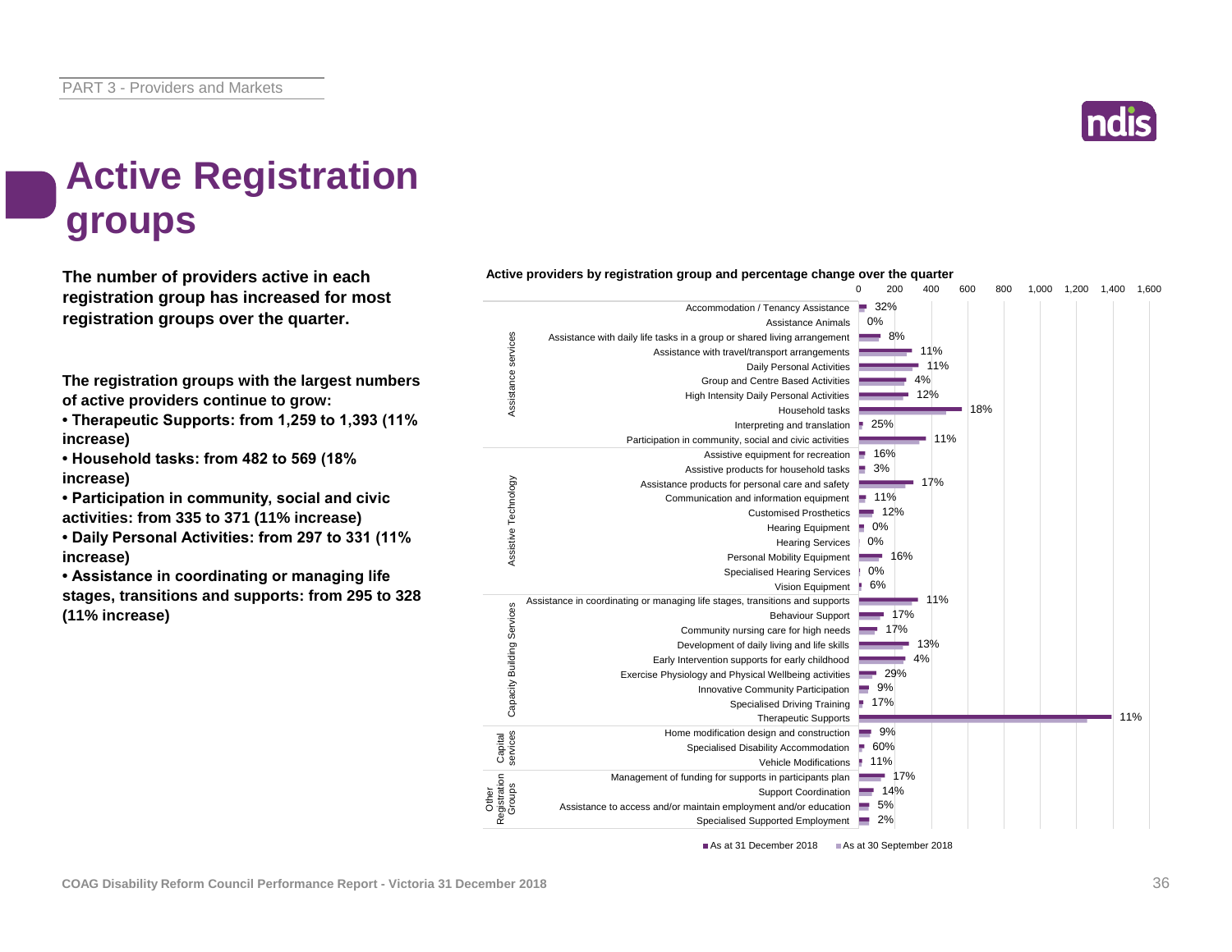# Active Registration groups

**The number of providers active in each registration group has increased for most registration groups over the quarter.**

**The registration groups with the largest numbers of active providers continue to grow:**

- **Therapeutic Supports: from 1,259 to 1,393 (11% increase)**
- **Household tasks: from 482 to 569 (18% increase)**
- **Participation in community, social and civic activities: from 335 to 371 (11% increase)**
- **Daily Personal Activities: from 297 to 331 (11% increase)**
- **Assistance in coordinating or managing life stages, transitions and supports: from 295 to 328 (11% increase)**

**Active providers by registration group and percentage change over the quarter**

| Category | Registration group | % change over the quarter |
|---|---|---|
| Assistance services | Accommodation / Tenancy Assistance | 32% |
| | Assistance Animals | 0% |
| | Assistance with daily life tasks in a group or shared living arrangement | 8% |
| | Assistance with travel/transport arrangements | 11% |
| | Daily Personal Activities | 11% |
| | Group and Centre Based Activities | 4% |
| | High Intensity Daily Personal Activities | 12% |
| | Household tasks | 18% |
| | Interpreting and translation | 25% |
| | Participation in community, social and civic activities | 11% |
| Assistive Technology | Assistive equipment for recreation | 16% |
| | Assistive products for household tasks | 3% |
| | Assistance products for personal care and safety | 17% |
| | Communication and information equipment | 11% |
| | Customised Prosthetics | 12% |
| | Hearing Equipment | 0% |
| | Hearing Services | 0% |
| | Personal Mobility Equipment | 16% |
| | Specialised Hearing Services | 0% |
| | Vision Equipment | 6% |
| Capacity Building Services | Assistance in coordinating or managing life stages, transitions and supports | 11% |
| | Behaviour Support | 17% |
| | Community nursing care for high needs | 17% |
| | Development of daily living and life skills | 13% |
| | Early Intervention supports for early childhood | 4% |
| | Exercise Physiology and Physical Wellbeing activities | 29% |
| | Innovative Community Participation | 9% |
| | Specialised Driving Training | 17% |
| | Therapeutic Supports | 11% |
| Capital services | Home modification design and construction | 9% |
| | Specialised Disability Accommodation | 60% |
| | Vehicle Modifications | 11% |
| Other Registration Groups | Management of funding for supports in participants plan | 17% |
| | Support Coordination | 14% |
| | Assistance to access and/or maintain employment and/or education | 5% |
| | Specialised Supported Employment | 2% |

■ As at 31 December 2018 ■ As at 30 September 2018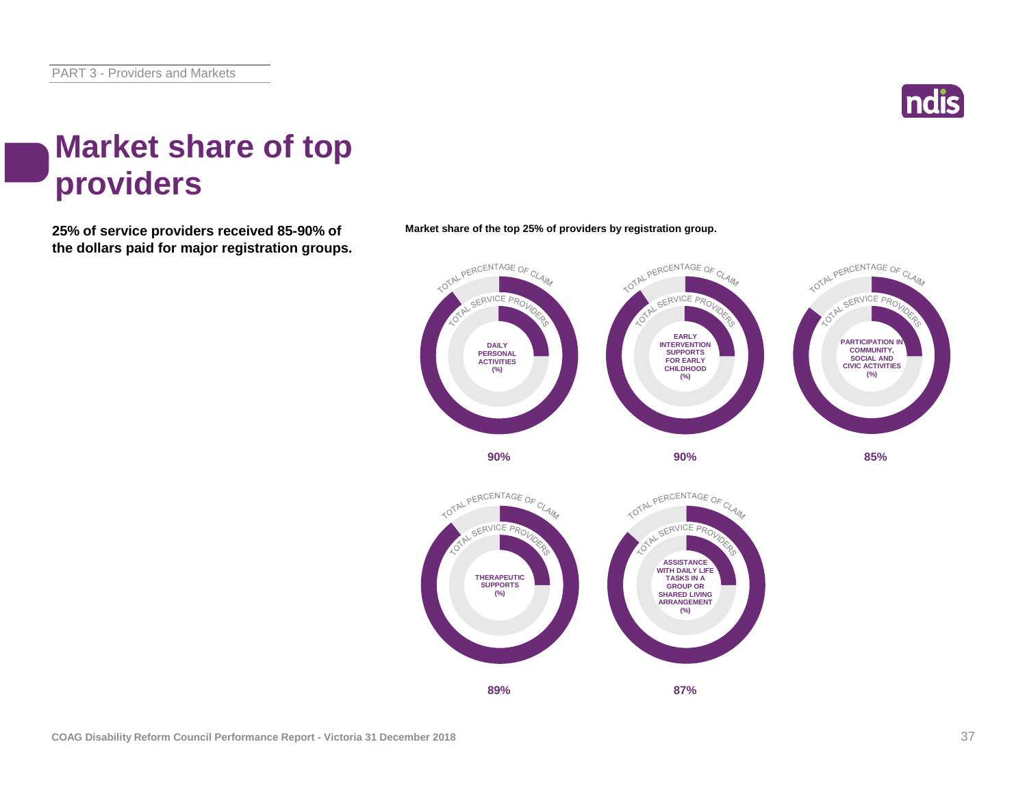# Market share of top providers

**25% of service providers received 85-90% of the dollars paid for major registration groups.**

**Market share of the top 25% of providers by registration group.**

| Registration group | Total percentage of claim |
| --- | --- |
| Daily Personal Activities (%) | 90% |
| Early Intervention Supports for Early Childhood (%) | 90% |
| Participation in Community, Social and Civic Activities (%) | 85% |
| Therapeutic Supports (%) | 89% |
| Assistance with Daily Life Tasks in a Group or Shared Living Arrangement (%) | 87% |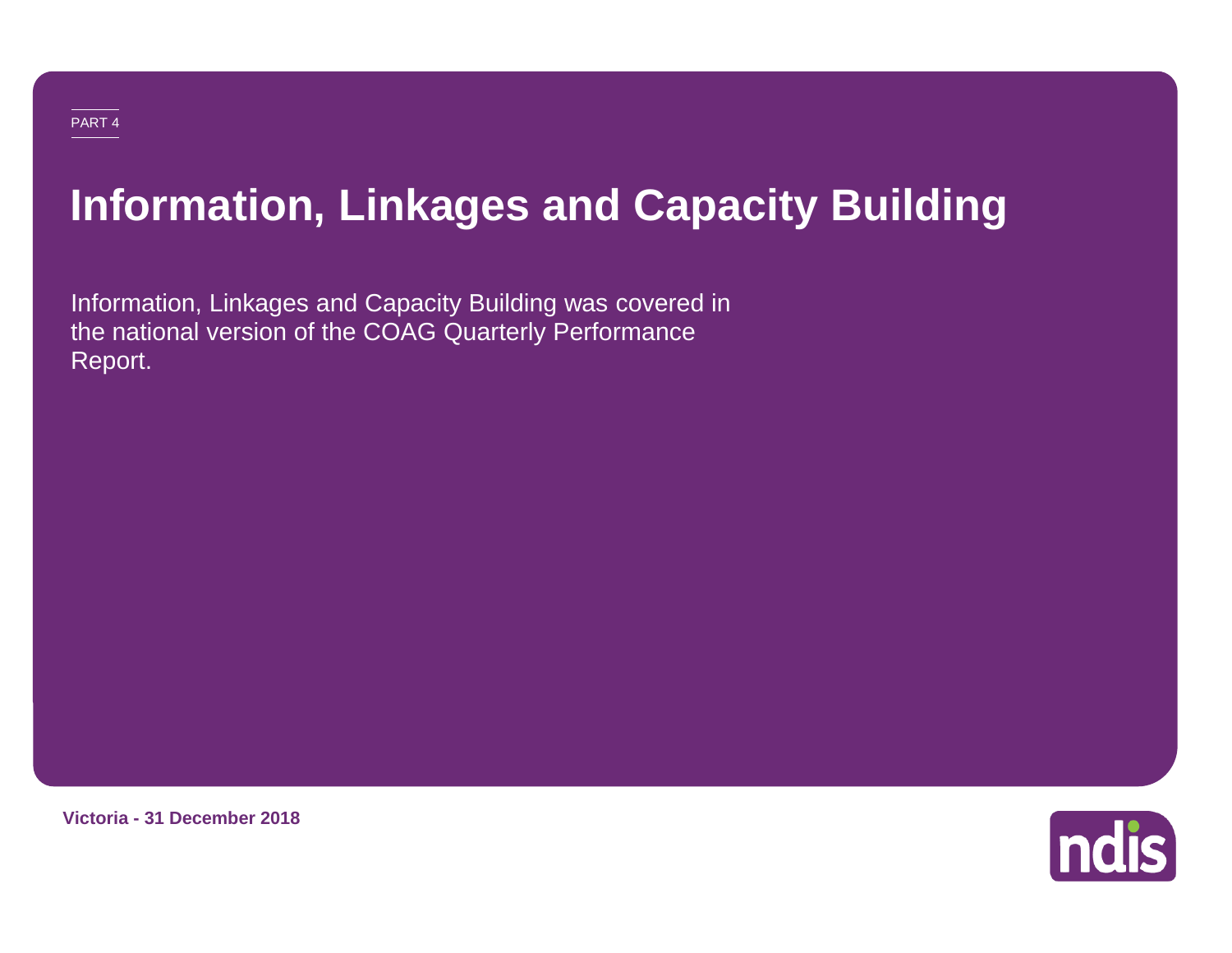PART 4

# Information, Linkages and Capacity Building

Information, Linkages and Capacity Building was covered in the national version of the COAG Quarterly Performance Report.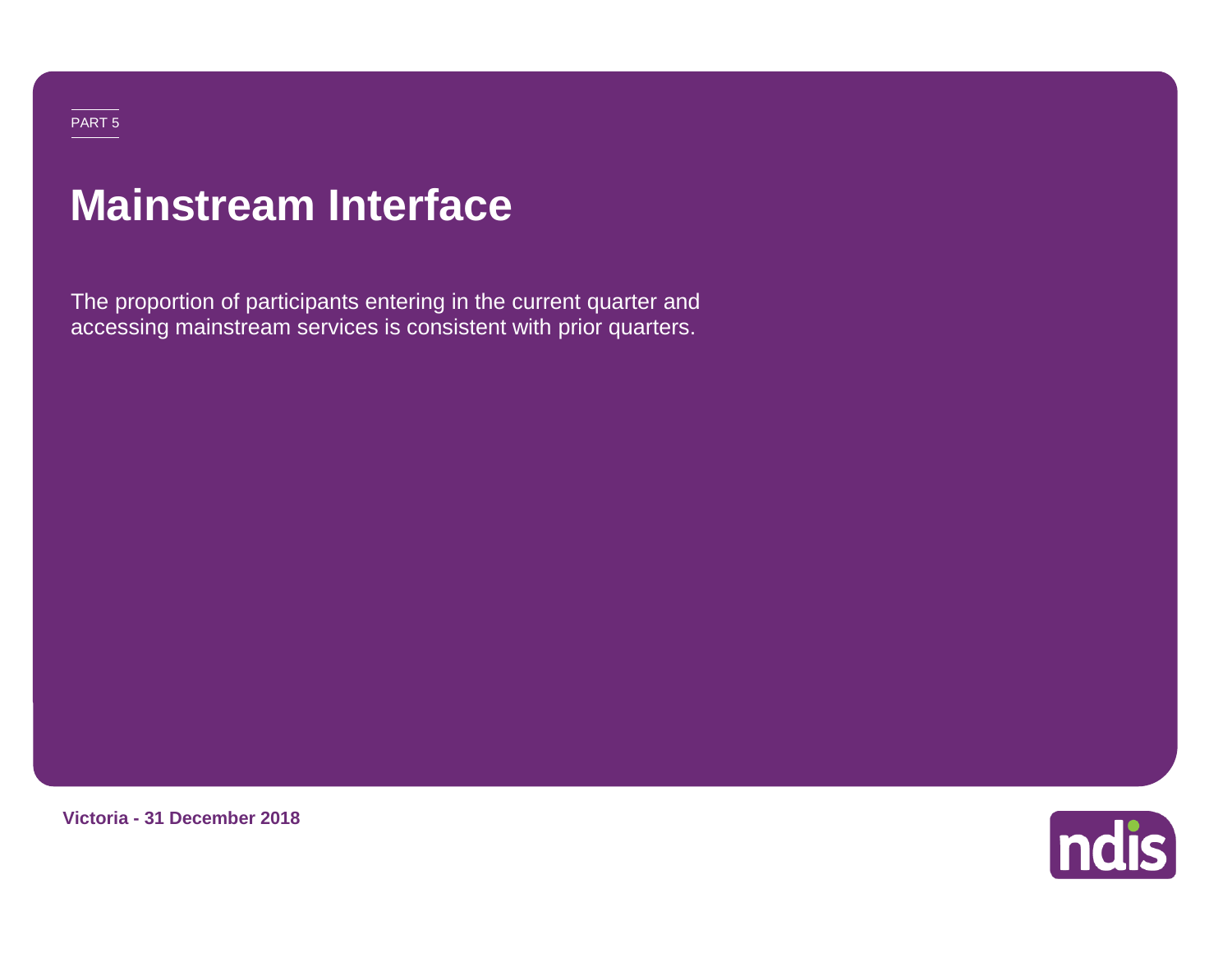PART 5

# Mainstream Interface

The proportion of participants entering in the current quarter and accessing mainstream services is consistent with prior quarters.

**Victoria - 31 December 2018**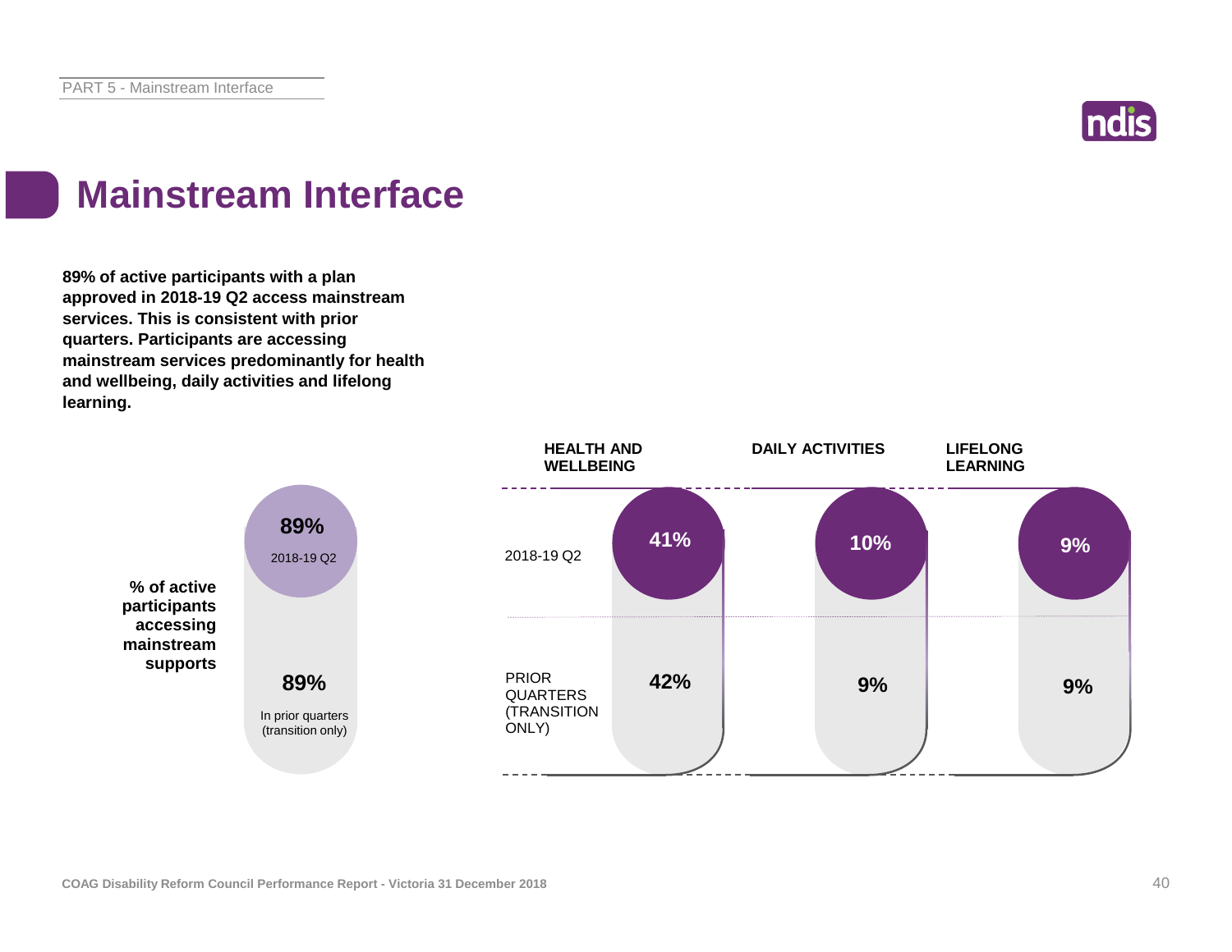# Mainstream Interface

**89% of active participants with a plan approved in 2018-19 Q2 access mainstream services. This is consistent with prior quarters. Participants are accessing mainstream services predominantly for health and wellbeing, daily activities and lifelong learning.**

**% of active participants accessing mainstream supports**

| | % |
|---|---|
| 2018-19 Q2 | 89% |
| In prior quarters (transition only) | 89% |

| | HEALTH AND WELLBEING | DAILY ACTIVITIES | LIFELONG LEARNING |
|---|---|---|---|
| 2018-19 Q2 | 41% | 10% | 9% |
| PRIOR QUARTERS (TRANSITION ONLY) | 42% | 9% | 9% |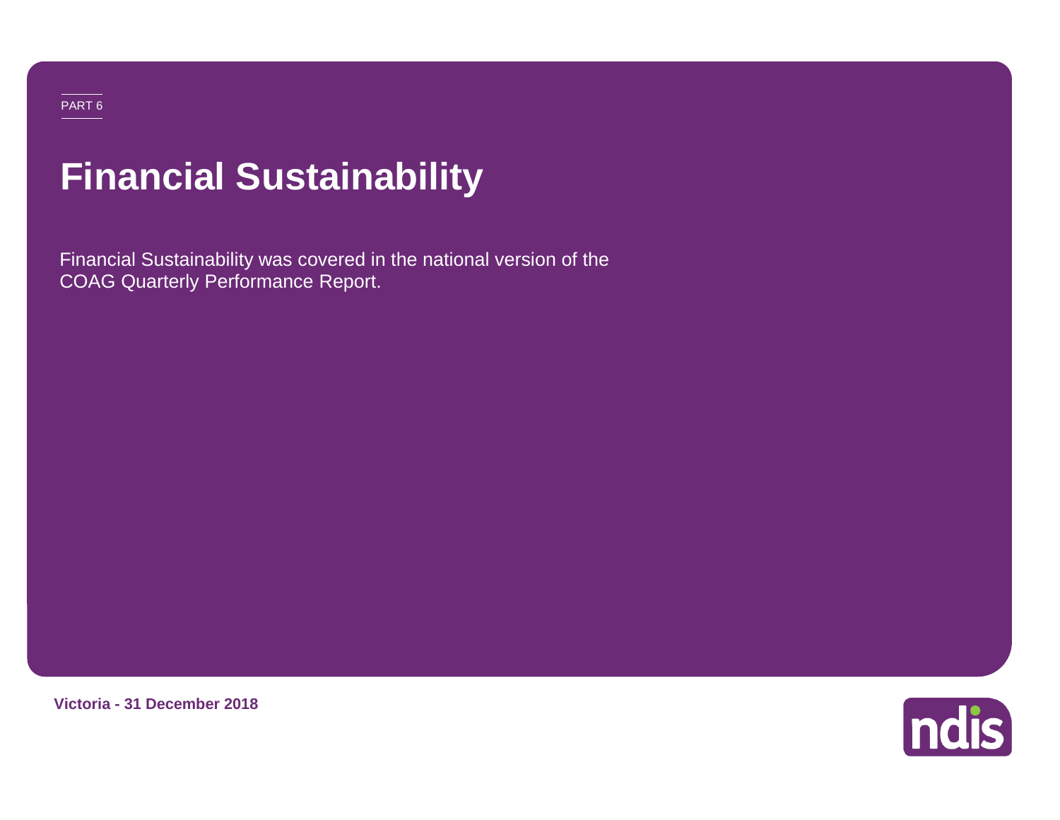PART 6

# Financial Sustainability

Financial Sustainability was covered in the national version of the COAG Quarterly Performance Report.